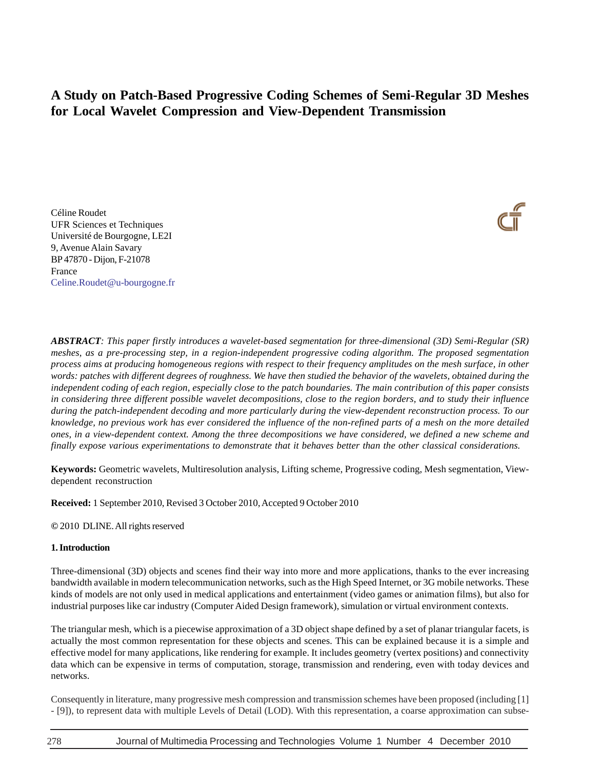# A Study on Patch-Based Progressive Coding Schemes of Semi-Regular 3D Meshes for Local Wavelet Compression and View-Dependent Transmission

Céline Roudet
UFR Sciences et Techniques
Université de Bourgogne, LE2I
9, Avenue Alain Savary
BP 47870 - Dijon, F-21078
France
Celine.Roudet@u-bourgogne.fr

***ABSTRACT****: This paper firstly introduces a wavelet-based segmentation for three-dimensional (3D) Semi-Regular (SR) meshes, as a pre-processing step, in a region-independent progressive coding algorithm. The proposed segmentation process aims at producing homogeneous regions with respect to their frequency amplitudes on the mesh surface, in other words: patches with different degrees of roughness. We have then studied the behavior of the wavelets, obtained during the independent coding of each region, especially close to the patch boundaries. The main contribution of this paper consists in considering three different possible wavelet decompositions, close to the region borders, and to study their influence during the patch-independent decoding and more particularly during the view-dependent reconstruction process. To our knowledge, no previous work has ever considered the influence of the non-refined parts of a mesh on the more detailed ones, in a view-dependent context. Among the three decompositions we have considered, we defined a new scheme and finally expose various experimentations to demonstrate that it behaves better than the other classical considerations.*

**Keywords:** Geometric wavelets, Multiresolution analysis, Lifting scheme, Progressive coding, Mesh segmentation, View-dependent reconstruction

**Received:** 1 September 2010, Revised 3 October 2010, Accepted 9 October 2010

© 2010 DLINE. All rights reserved

## 1. Introduction

Three-dimensional (3D) objects and scenes find their way into more and more applications, thanks to the ever increasing bandwidth available in modern telecommunication networks, such as the High Speed Internet, or 3G mobile networks. These kinds of models are not only used in medical applications and entertainment (video games or animation films), but also for industrial purposes like car industry (Computer Aided Design framework), simulation or virtual environment contexts.

The triangular mesh, which is a piecewise approximation of a 3D object shape defined by a set of planar triangular facets, is actually the most common representation for these objects and scenes. This can be explained because it is a simple and effective model for many applications, like rendering for example. It includes geometry (vertex positions) and connectivity data which can be expensive in terms of computation, storage, transmission and rendering, even with today devices and networks.

Consequently in literature, many progressive mesh compression and transmission schemes have been proposed (including [1] - [9]), to represent data with multiple Levels of Detail (LOD). With this representation, a coarse approximation can subse-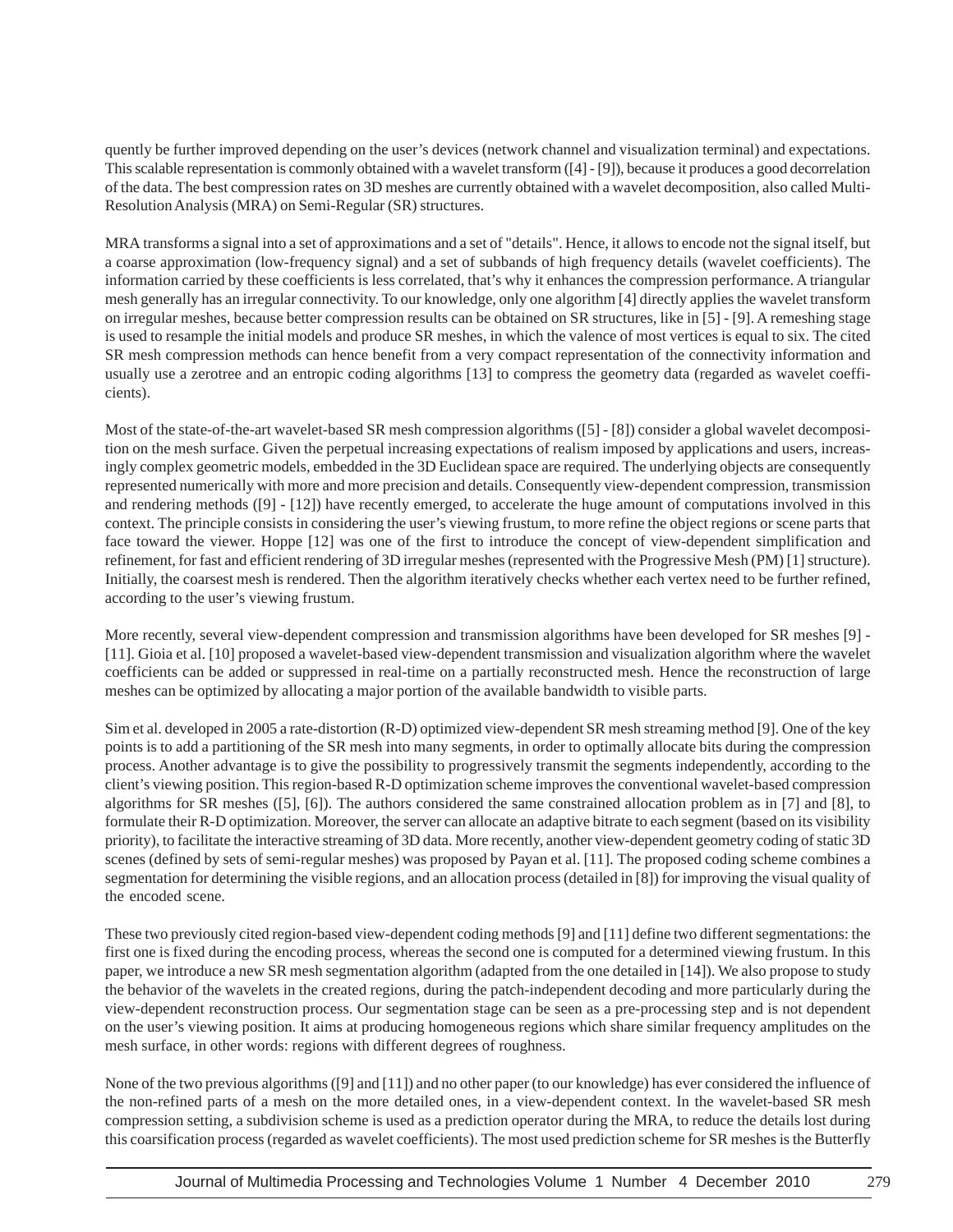quently be further improved depending on the user's devices (network channel and visualization terminal) and expectations. This scalable representation is commonly obtained with a wavelet transform ([4] - [9]), because it produces a good decorrelation of the data. The best compression rates on 3D meshes are currently obtained with a wavelet decomposition, also called Multi-Resolution Analysis (MRA) on Semi-Regular (SR) structures.

MRA transforms a signal into a set of approximations and a set of "details". Hence, it allows to encode not the signal itself, but a coarse approximation (low-frequency signal) and a set of subbands of high frequency details (wavelet coefficients). The information carried by these coefficients is less correlated, that's why it enhances the compression performance. A triangular mesh generally has an irregular connectivity. To our knowledge, only one algorithm [4] directly applies the wavelet transform on irregular meshes, because better compression results can be obtained on SR structures, like in [5] - [9]. A remeshing stage is used to resample the initial models and produce SR meshes, in which the valence of most vertices is equal to six. The cited SR mesh compression methods can hence benefit from a very compact representation of the connectivity information and usually use a zerotree and an entropic coding algorithms [13] to compress the geometry data (regarded as wavelet coefficients).

Most of the state-of-the-art wavelet-based SR mesh compression algorithms ([5] - [8]) consider a global wavelet decomposition on the mesh surface. Given the perpetual increasing expectations of realism imposed by applications and users, increasingly complex geometric models, embedded in the 3D Euclidean space are required. The underlying objects are consequently represented numerically with more and more precision and details. Consequently view-dependent compression, transmission and rendering methods ([9] - [12]) have recently emerged, to accelerate the huge amount of computations involved in this context. The principle consists in considering the user's viewing frustum, to more refine the object regions or scene parts that face toward the viewer. Hoppe [12] was one of the first to introduce the concept of view-dependent simplification and refinement, for fast and efficient rendering of 3D irregular meshes (represented with the Progressive Mesh (PM) [1] structure). Initially, the coarsest mesh is rendered. Then the algorithm iteratively checks whether each vertex need to be further refined, according to the user's viewing frustum.

More recently, several view-dependent compression and transmission algorithms have been developed for SR meshes [9] - [11]. Gioia et al. [10] proposed a wavelet-based view-dependent transmission and visualization algorithm where the wavelet coefficients can be added or suppressed in real-time on a partially reconstructed mesh. Hence the reconstruction of large meshes can be optimized by allocating a major portion of the available bandwidth to visible parts.

Sim et al. developed in 2005 a rate-distortion (R-D) optimized view-dependent SR mesh streaming method [9]. One of the key points is to add a partitioning of the SR mesh into many segments, in order to optimally allocate bits during the compression process. Another advantage is to give the possibility to progressively transmit the segments independently, according to the client's viewing position. This region-based R-D optimization scheme improves the conventional wavelet-based compression algorithms for SR meshes ([5], [6]). The authors considered the same constrained allocation problem as in [7] and [8], to formulate their R-D optimization. Moreover, the server can allocate an adaptive bitrate to each segment (based on its visibility priority), to facilitate the interactive streaming of 3D data. More recently, another view-dependent geometry coding of static 3D scenes (defined by sets of semi-regular meshes) was proposed by Payan et al. [11]. The proposed coding scheme combines a segmentation for determining the visible regions, and an allocation process (detailed in [8]) for improving the visual quality of the encoded scene.

These two previously cited region-based view-dependent coding methods [9] and [11] define two different segmentations: the first one is fixed during the encoding process, whereas the second one is computed for a determined viewing frustum. In this paper, we introduce a new SR mesh segmentation algorithm (adapted from the one detailed in [14]). We also propose to study the behavior of the wavelets in the created regions, during the patch-independent decoding and more particularly during the view-dependent reconstruction process. Our segmentation stage can be seen as a pre-processing step and is not dependent on the user's viewing position. It aims at producing homogeneous regions which share similar frequency amplitudes on the mesh surface, in other words: regions with different degrees of roughness.

None of the two previous algorithms ([9] and [11]) and no other paper (to our knowledge) has ever considered the influence of the non-refined parts of a mesh on the more detailed ones, in a view-dependent context. In the wavelet-based SR mesh compression setting, a subdivision scheme is used as a prediction operator during the MRA, to reduce the details lost during this coarsification process (regarded as wavelet coefficients). The most used prediction scheme for SR meshes is the Butterfly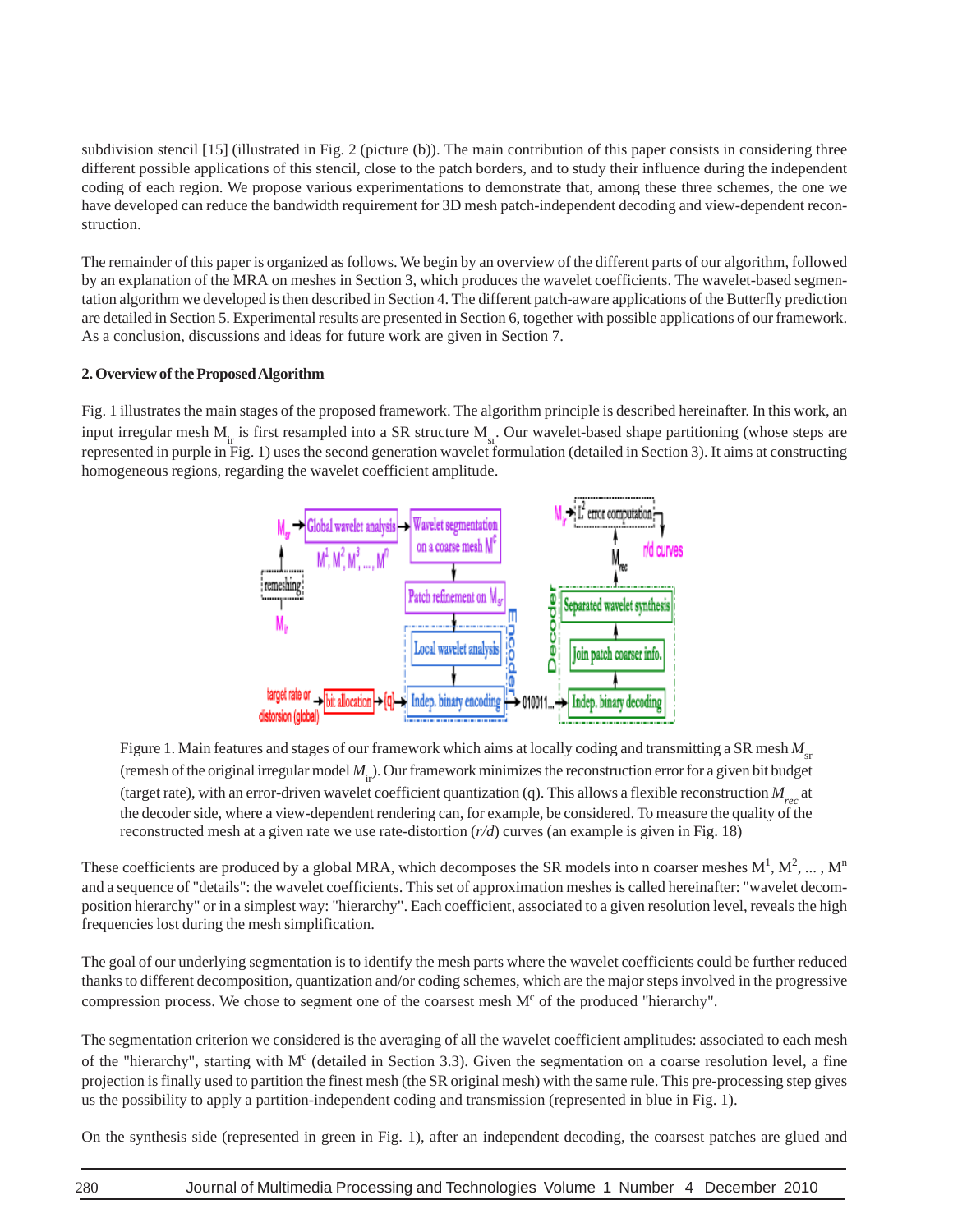subdivision stencil [15] (illustrated in Fig. 2 (picture (b)). The main contribution of this paper consists in considering three different possible applications of this stencil, close to the patch borders, and to study their influence during the independent coding of each region. We propose various experimentations to demonstrate that, among these three schemes, the one we have developed can reduce the bandwidth requirement for 3D mesh patch-independent decoding and view-dependent reconstruction.

The remainder of this paper is organized as follows. We begin by an overview of the different parts of our algorithm, followed by an explanation of the MRA on meshes in Section 3, which produces the wavelet coefficients. The wavelet-based segmentation algorithm we developed is then described in Section 4. The different patch-aware applications of the Butterfly prediction are detailed in Section 5. Experimental results are presented in Section 6, together with possible applications of our framework. As a conclusion, discussions and ideas for future work are given in Section 7.

## 2. Overview of the Proposed Algorithm

Fig. 1 illustrates the main stages of the proposed framework. The algorithm principle is described hereinafter. In this work, an input irregular mesh $M_{ir}$ is first resampled into a SR structure $M_{sr}$. Our wavelet-based shape partitioning (whose steps are represented in purple in Fig. 1) uses the second generation wavelet formulation (detailed in Section 3). It aims at constructing homogeneous regions, regarding the wavelet coefficient amplitude.

Figure 1. Main features and stages of our framework which aims at locally coding and transmitting a SR mesh $M_{sr}$ (remesh of the original irregular model $M_{ir}$). Our framework minimizes the reconstruction error for a given bit budget (target rate), with an error-driven wavelet coefficient quantization (q). This allows a flexible reconstruction $M_{rec}$ at the decoder side, where a view-dependent rendering can, for example, be considered. To measure the quality of the reconstructed mesh at a given rate we use rate-distortion (*r/d*) curves (an example is given in Fig. 18)

These coefficients are produced by a global MRA, which decomposes the SR models into n coarser meshes $M^1, M^2, \ldots, M^n$ and a sequence of "details": the wavelet coefficients. This set of approximation meshes is called hereinafter: "wavelet decomposition hierarchy" or in a simplest way: "hierarchy". Each coefficient, associated to a given resolution level, reveals the high frequencies lost during the mesh simplification.

The goal of our underlying segmentation is to identify the mesh parts where the wavelet coefficients could be further reduced thanks to different decomposition, quantization and/or coding schemes, which are the major steps involved in the progressive compression process. We chose to segment one of the coarsest mesh $M^c$ of the produced "hierarchy".

The segmentation criterion we considered is the averaging of all the wavelet coefficient amplitudes: associated to each mesh of the "hierarchy", starting with $M^c$ (detailed in Section 3.3). Given the segmentation on a coarse resolution level, a fine projection is finally used to partition the finest mesh (the SR original mesh) with the same rule. This pre-processing step gives us the possibility to apply a partition-independent coding and transmission (represented in blue in Fig. 1).

On the synthesis side (represented in green in Fig. 1), after an independent decoding, the coarsest patches are glued and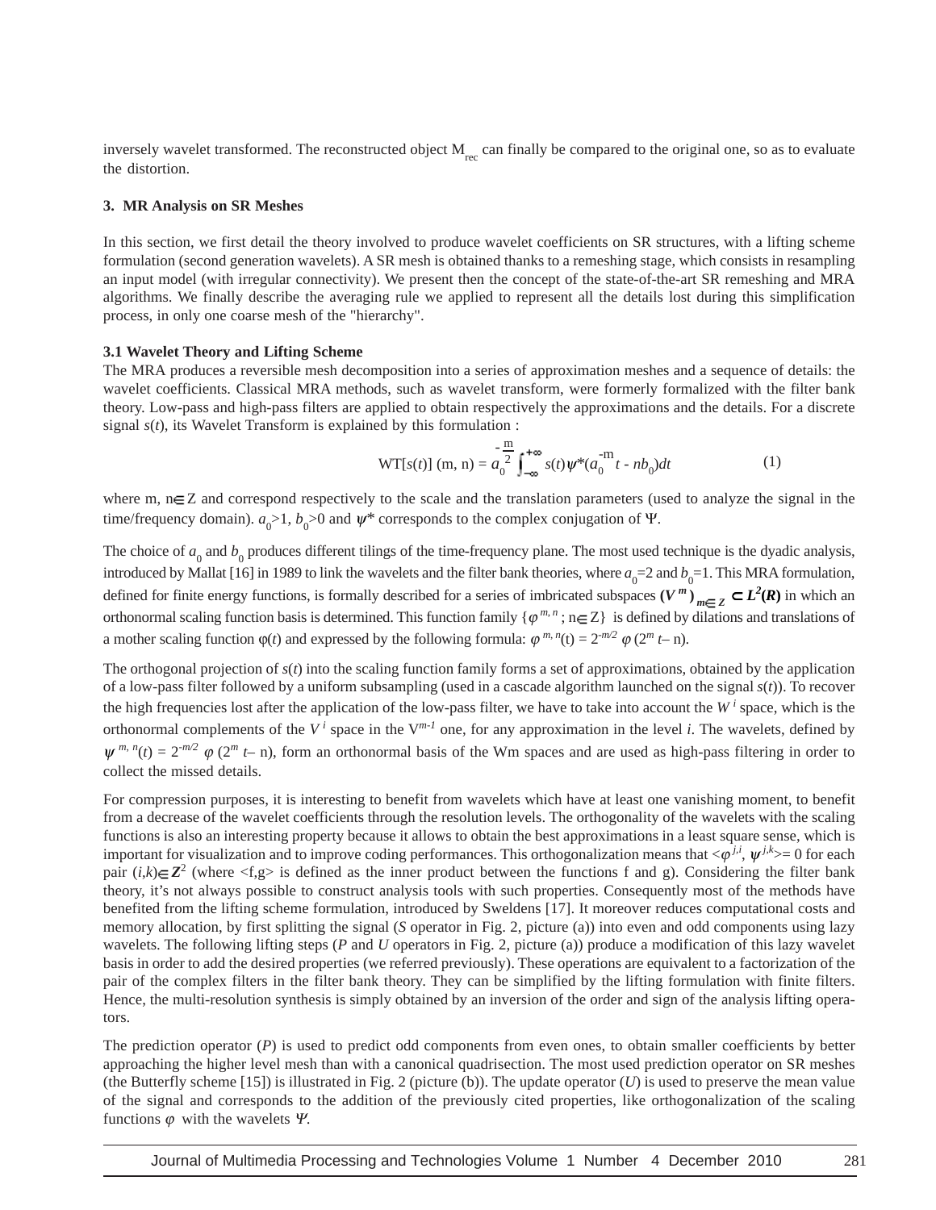inversely wavelet transformed. The reconstructed object $M_{rec}$ can finally be compared to the original one, so as to evaluate the distortion.

## 3. MR Analysis on SR Meshes

In this section, we first detail the theory involved to produce wavelet coefficients on SR structures, with a lifting scheme formulation (second generation wavelets). A SR mesh is obtained thanks to a remeshing stage, which consists in resampling an input model (with irregular connectivity). We present then the concept of the state-of-the-art SR remeshing and MRA algorithms. We finally describe the averaging rule we applied to represent all the details lost during this simplification process, in only one coarse mesh of the "hierarchy".

### 3.1 Wavelet Theory and Lifting Scheme

The MRA produces a reversible mesh decomposition into a series of approximation meshes and a sequence of details: the wavelet coefficients. Classical MRA methods, such as wavelet transform, were formerly formalized with the filter bank theory. Low-pass and high-pass filters are applied to obtain respectively the approximations and the details. For a discrete signal $s(t)$, its Wavelet Transform is explained by this formulation :

$$\mathrm{WT}[s(t)]\ (\mathrm{m}, \mathrm{n}) = a_0^{-\frac{m}{2}} \int_{-\infty}^{+\infty} s(t)\psi^*(a_0^{-m} t - nb_0)dt \qquad (1)$$

where m, n$\in$ Z and correspond respectively to the scale and the translation parameters (used to analyze the signal in the time/frequency domain). $a_0>1$, $b_0>0$ and $\psi^*$ corresponds to the complex conjugation of $\Psi$.

The choice of $a_0$ and $b_0$ produces different tilings of the time-frequency plane. The most used technique is the dyadic analysis, introduced by Mallat [16] in 1989 to link the wavelets and the filter bank theories, where $a_0=2$ and $b_0=1$. This MRA formulation, defined for finite energy functions, is formally described for a series of imbricated subspaces $(V^m)_{m\in Z} \subset L^2(R)$ in which an orthonormal scaling function basis is determined. This function family $\{\varphi^{m,n}; n\in Z\}$ is defined by dilations and translations of a mother scaling function $\varphi(t)$ and expressed by the following formula: $\varphi^{m,n}(t) = 2^{-m/2}\varphi(2^m t - n)$.

The orthogonal projection of $s(t)$ into the scaling function family forms a set of approximations, obtained by the application of a low-pass filter followed by a uniform subsampling (used in a cascade algorithm launched on the signal $s(t)$). To recover the high frequencies lost after the application of the low-pass filter, we have to take into account the $W^i$ space, which is the orthonormal complements of the $V^i$ space in the $V^{m-1}$ one, for any approximation in the level $i$. The wavelets, defined by $\psi^{m,n}(t) = 2^{-m/2}\varphi(2^m t - n)$, form an orthonormal basis of the Wm spaces and are used as high-pass filtering in order to collect the missed details.

For compression purposes, it is interesting to benefit from wavelets which have at least one vanishing moment, to benefit from a decrease of the wavelet coefficients through the resolution levels. The orthogonality of the wavelets with the scaling functions is also an interesting property because it allows to obtain the best approximations in a least square sense, which is important for visualization and to improve coding performances. This orthogonalization means that $<\varphi^{j,i}, \psi^{j,k}>= 0$ for each pair $(i,k)\in Z^2$ (where <f,g> is defined as the inner product between the functions f and g). Considering the filter bank theory, it's not always possible to construct analysis tools with such properties. Consequently most of the methods have benefited from the lifting scheme formulation, introduced by Sweldens [17]. It moreover reduces computational costs and memory allocation, by first splitting the signal (*S* operator in Fig. 2, picture (a)) into even and odd components using lazy wavelets. The following lifting steps (*P* and *U* operators in Fig. 2, picture (a)) produce a modification of this lazy wavelet basis in order to add the desired properties (we referred previously). These operations are equivalent to a factorization of the pair of the complex filters in the filter bank theory. They can be simplified by the lifting formulation with finite filters. Hence, the multi-resolution synthesis is simply obtained by an inversion of the order and sign of the analysis lifting operators.

The prediction operator (*P*) is used to predict odd components from even ones, to obtain smaller coefficients by better approaching the higher level mesh than with a canonical quadrisection. The most used prediction operator on SR meshes (the Butterfly scheme [15]) is illustrated in Fig. 2 (picture (b)). The update operator (*U*) is used to preserve the mean value of the signal and corresponds to the addition of the previously cited properties, like orthogonalization of the scaling functions $\varphi$ with the wavelets $\Psi$.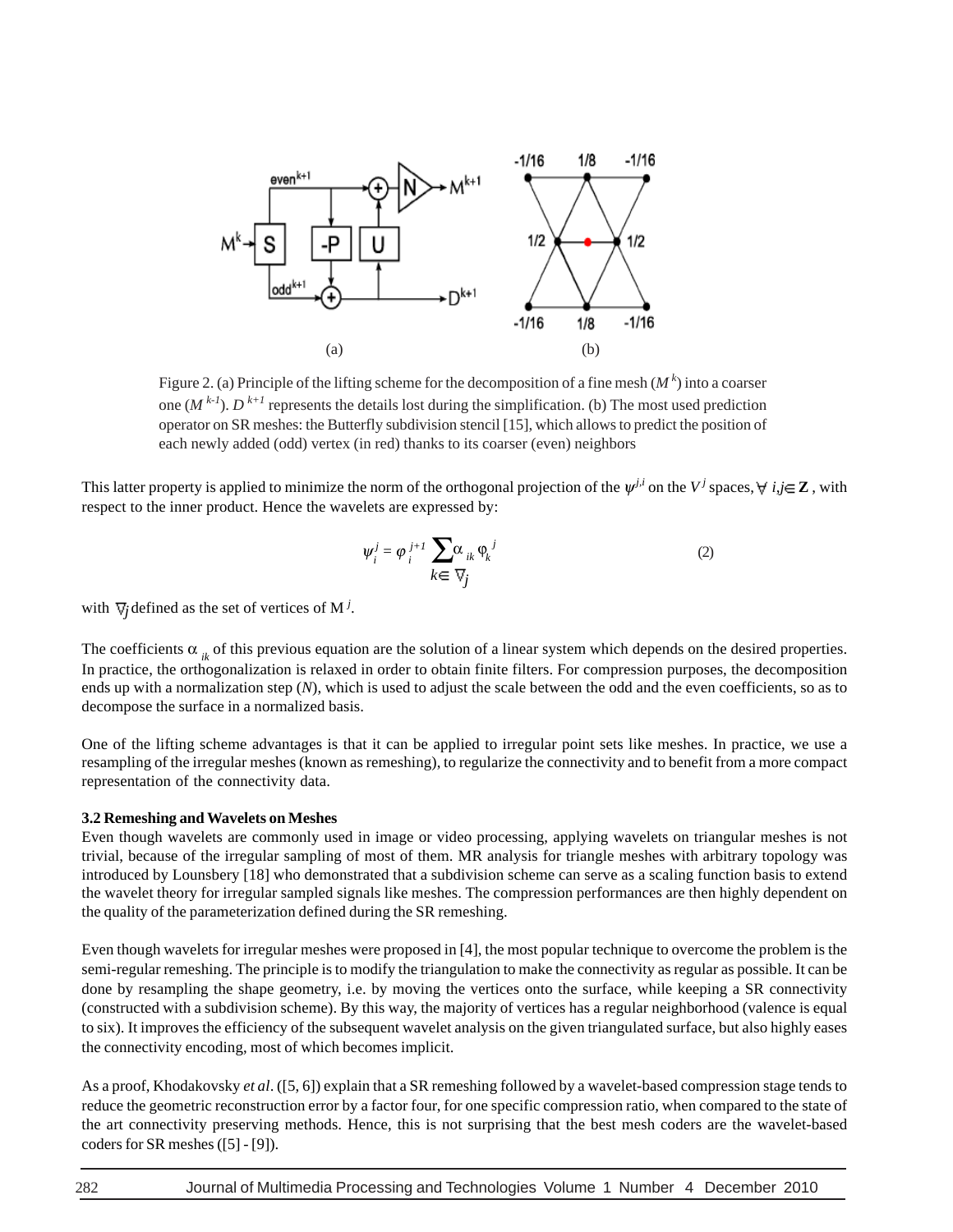Figure 2. (a) Principle of the lifting scheme for the decomposition of a fine mesh ($M^k$) into a coarser one ($M^{k-1}$). $D^{k+1}$ represents the details lost during the simplification. (b) The most used prediction operator on SR meshes: the Butterfly subdivision stencil [15], which allows to predict the position of each newly added (odd) vertex (in red) thanks to its coarser (even) neighbors

This latter property is applied to minimize the norm of the orthogonal projection of the $\psi^{j,i}$ on the $V^j$ spaces, $\forall\ i,j \in \mathbf{Z}$ , with respect to the inner product. Hence the wavelets are expressed by:

$$\psi_i^j = \varphi_i^{j+1} \sum_{k \in \nabla_j} \alpha_{ik} \varphi_k^j \tag{2}$$

with $\nabla_j$ defined as the set of vertices of $M^j$.

The coefficients $\alpha_{ik}$ of this previous equation are the solution of a linear system which depends on the desired properties. In practice, the orthogonalization is relaxed in order to obtain finite filters. For compression purposes, the decomposition ends up with a normalization step (*N*), which is used to adjust the scale between the odd and the even coefficients, so as to decompose the surface in a normalized basis.

One of the lifting scheme advantages is that it can be applied to irregular point sets like meshes. In practice, we use a resampling of the irregular meshes (known as remeshing), to regularize the connectivity and to benefit from a more compact representation of the connectivity data.

### 3.2 Remeshing and Wavelets on Meshes

Even though wavelets are commonly used in image or video processing, applying wavelets on triangular meshes is not trivial, because of the irregular sampling of most of them. MR analysis for triangle meshes with arbitrary topology was introduced by Lounsbery [18] who demonstrated that a subdivision scheme can serve as a scaling function basis to extend the wavelet theory for irregular sampled signals like meshes. The compression performances are then highly dependent on the quality of the parameterization defined during the SR remeshing.

Even though wavelets for irregular meshes were proposed in [4], the most popular technique to overcome the problem is the semi-regular remeshing. The principle is to modify the triangulation to make the connectivity as regular as possible. It can be done by resampling the shape geometry, i.e. by moving the vertices onto the surface, while keeping a SR connectivity (constructed with a subdivision scheme). By this way, the majority of vertices has a regular neighborhood (valence is equal to six). It improves the efficiency of the subsequent wavelet analysis on the given triangulated surface, but also highly eases the connectivity encoding, most of which becomes implicit.

As a proof, Khodakovsky *et al*. ([5, 6]) explain that a SR remeshing followed by a wavelet-based compression stage tends to reduce the geometric reconstruction error by a factor four, for one specific compression ratio, when compared to the state of the art connectivity preserving methods. Hence, this is not surprising that the best mesh coders are the wavelet-based coders for SR meshes ([5] - [9]).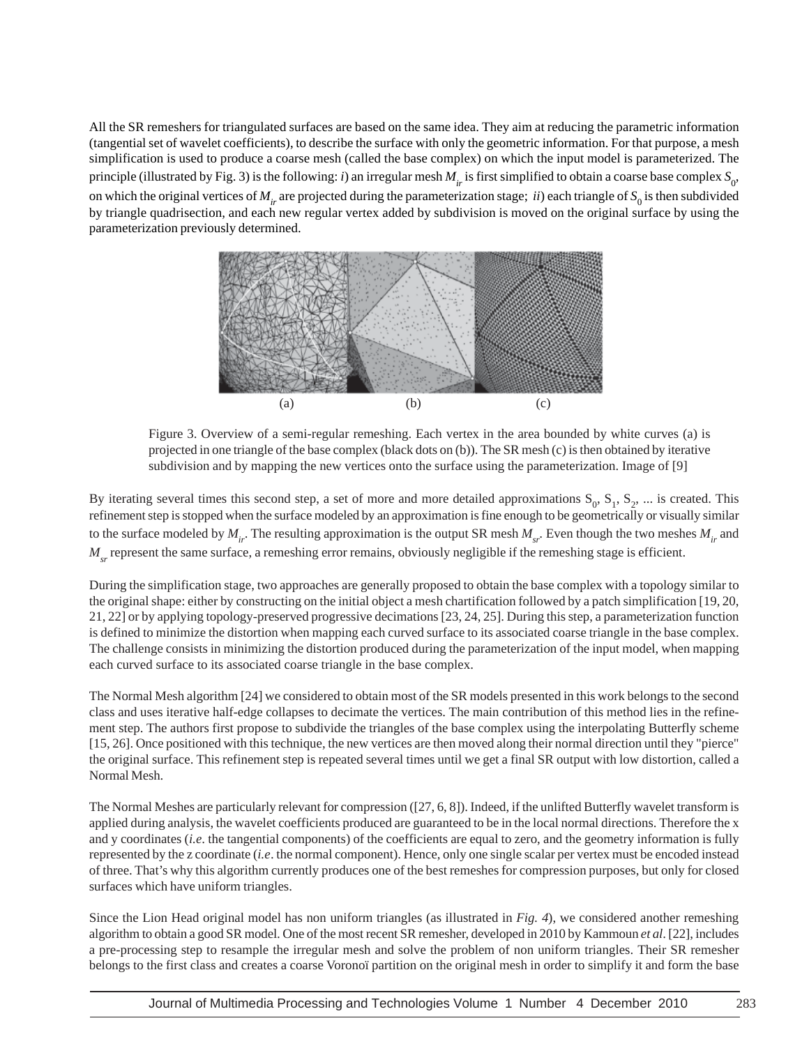All the SR remeshers for triangulated surfaces are based on the same idea. They aim at reducing the parametric information (tangential set of wavelet coefficients), to describe the surface with only the geometric information. For that purpose, a mesh simplification is used to produce a coarse mesh (called the base complex) on which the input model is parameterized. The principle (illustrated by Fig. 3) is the following: *i*) an irregular mesh $M_{ir}$ is first simplified to obtain a coarse base complex $S_0$, on which the original vertices of $M_{ir}$ are projected during the parameterization stage; *ii*) each triangle of $S_0$ is then subdivided by triangle quadrisection, and each new regular vertex added by subdivision is moved on the original surface by using the parameterization previously determined.

(a) (b) (c)

Figure 3. Overview of a semi-regular remeshing. Each vertex in the area bounded by white curves (a) is projected in one triangle of the base complex (black dots on (b)). The SR mesh (c) is then obtained by iterative subdivision and by mapping the new vertices onto the surface using the parameterization. Image of [9]

By iterating several times this second step, a set of more and more detailed approximations $S_0$, $S_1$, $S_2$, ... is created. This refinement step is stopped when the surface modeled by an approximation is fine enough to be geometrically or visually similar to the surface modeled by $M_{ir}$. The resulting approximation is the output SR mesh $M_{sr}$. Even though the two meshes $M_{ir}$ and $M_{sr}$ represent the same surface, a remeshing error remains, obviously negligible if the remeshing stage is efficient.

During the simplification stage, two approaches are generally proposed to obtain the base complex with a topology similar to the original shape: either by constructing on the initial object a mesh chartification followed by a patch simplification [19, 20, 21, 22] or by applying topology-preserved progressive decimations [23, 24, 25]. During this step, a parameterization function is defined to minimize the distortion when mapping each curved surface to its associated coarse triangle in the base complex. The challenge consists in minimizing the distortion produced during the parameterization of the input model, when mapping each curved surface to its associated coarse triangle in the base complex.

The Normal Mesh algorithm [24] we considered to obtain most of the SR models presented in this work belongs to the second class and uses iterative half-edge collapses to decimate the vertices. The main contribution of this method lies in the refinement step. The authors first propose to subdivide the triangles of the base complex using the interpolating Butterfly scheme [15, 26]. Once positioned with this technique, the new vertices are then moved along their normal direction until they "pierce" the original surface. This refinement step is repeated several times until we get a final SR output with low distortion, called a Normal Mesh.

The Normal Meshes are particularly relevant for compression ([27, 6, 8]). Indeed, if the unlifted Butterfly wavelet transform is applied during analysis, the wavelet coefficients produced are guaranteed to be in the local normal directions. Therefore the x and y coordinates (*i.e*. the tangential components) of the coefficients are equal to zero, and the geometry information is fully represented by the z coordinate (*i.e*. the normal component). Hence, only one single scalar per vertex must be encoded instead of three. That's why this algorithm currently produces one of the best remeshes for compression purposes, but only for closed surfaces which have uniform triangles.

Since the Lion Head original model has non uniform triangles (as illustrated in *Fig. 4*), we considered another remeshing algorithm to obtain a good SR model. One of the most recent SR remesher, developed in 2010 by Kammoun *et al*. [22], includes a pre-processing step to resample the irregular mesh and solve the problem of non uniform triangles. Their SR remesher belongs to the first class and creates a coarse Voronoï partition on the original mesh in order to simplify it and form the base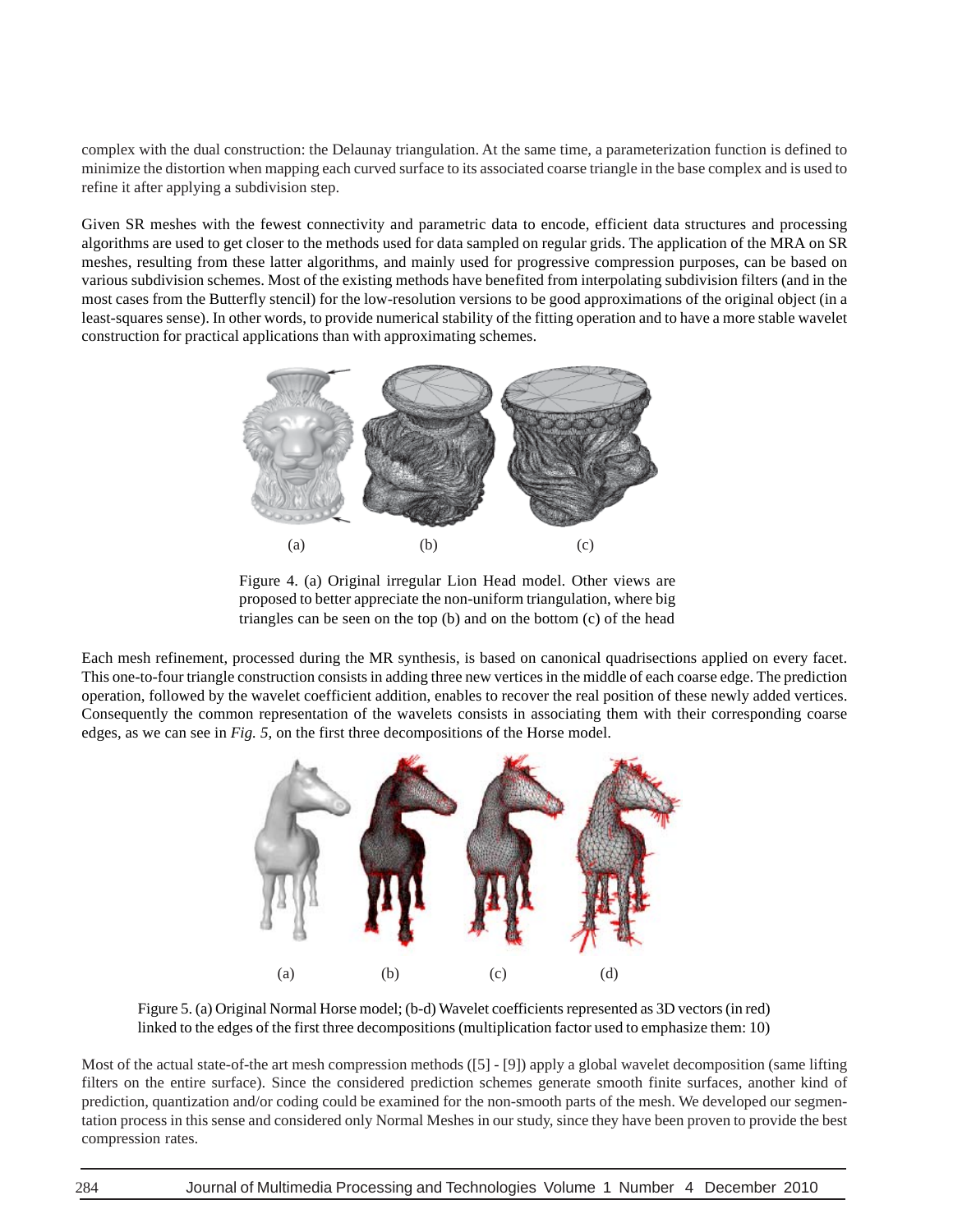complex with the dual construction: the Delaunay triangulation. At the same time, a parameterization function is defined to minimize the distortion when mapping each curved surface to its associated coarse triangle in the base complex and is used to refine it after applying a subdivision step.

Given SR meshes with the fewest connectivity and parametric data to encode, efficient data structures and processing algorithms are used to get closer to the methods used for data sampled on regular grids. The application of the MRA on SR meshes, resulting from these latter algorithms, and mainly used for progressive compression purposes, can be based on various subdivision schemes. Most of the existing methods have benefited from interpolating subdivision filters (and in the most cases from the Butterfly stencil) for the low-resolution versions to be good approximations of the original object (in a least-squares sense). In other words, to provide numerical stability of the fitting operation and to have a more stable wavelet construction for practical applications than with approximating schemes.

(a) (b) (c)

Figure 4. (a) Original irregular Lion Head model. Other views are proposed to better appreciate the non-uniform triangulation, where big triangles can be seen on the top (b) and on the bottom (c) of the head

Each mesh refinement, processed during the MR synthesis, is based on canonical quadrisections applied on every facet. This one-to-four triangle construction consists in adding three new vertices in the middle of each coarse edge. The prediction operation, followed by the wavelet coefficient addition, enables to recover the real position of these newly added vertices. Consequently the common representation of the wavelets consists in associating them with their corresponding coarse edges, as we can see in *Fig. 5,* on the first three decompositions of the Horse model.

(a) (b) (c) (d)

Figure 5. (a) Original Normal Horse model; (b-d) Wavelet coefficients represented as 3D vectors (in red) linked to the edges of the first three decompositions (multiplication factor used to emphasize them: 10)

Most of the actual state-of-the art mesh compression methods ([5] - [9]) apply a global wavelet decomposition (same lifting filters on the entire surface). Since the considered prediction schemes generate smooth finite surfaces, another kind of prediction, quantization and/or coding could be examined for the non-smooth parts of the mesh. We developed our segmentation process in this sense and considered only Normal Meshes in our study, since they have been proven to provide the best compression rates.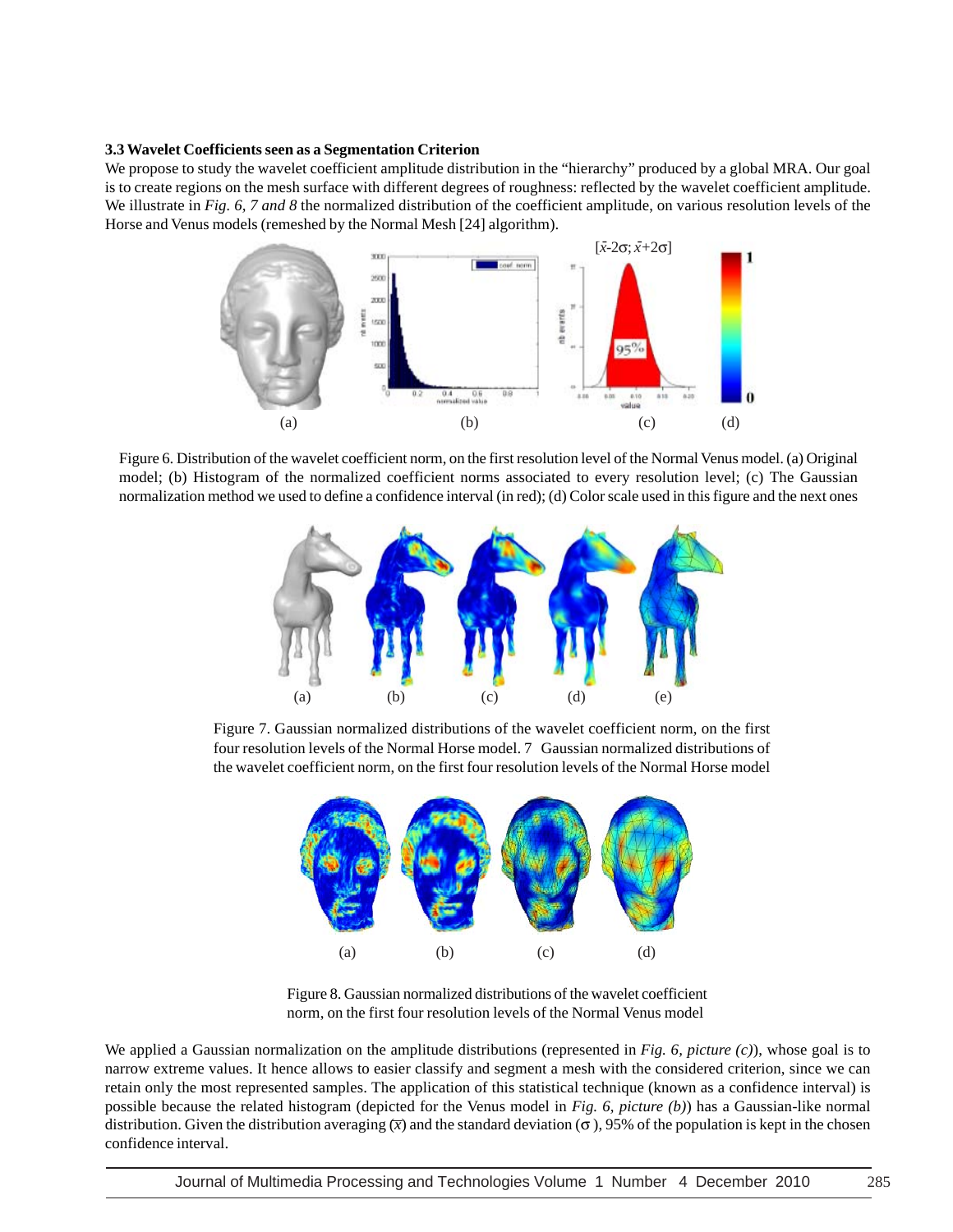### 3.3 Wavelet Coefficients seen as a Segmentation Criterion

We propose to study the wavelet coefficient amplitude distribution in the "hierarchy" produced by a global MRA. Our goal is to create regions on the mesh surface with different degrees of roughness: reflected by the wavelet coefficient amplitude. We illustrate in *Fig. 6, 7 and 8* the normalized distribution of the coefficient amplitude, on various resolution levels of the Horse and Venus models (remeshed by the Normal Mesh [24] algorithm).

Figure 6. Distribution of the wavelet coefficient norm, on the first resolution level of the Normal Venus model. (a) Original model; (b) Histogram of the normalized coefficient norms associated to every resolution level; (c) The Gaussian normalization method we used to define a confidence interval (in red); (d) Color scale used in this figure and the next ones

Figure 7. Gaussian normalized distributions of the wavelet coefficient norm, on the first four resolution levels of the Normal Horse model. 7 Gaussian normalized distributions of the wavelet coefficient norm, on the first four resolution levels of the Normal Horse model

Figure 8. Gaussian normalized distributions of the wavelet coefficient norm, on the first four resolution levels of the Normal Venus model

We applied a Gaussian normalization on the amplitude distributions (represented in *Fig. 6, picture (c)*), whose goal is to narrow extreme values. It hence allows to easier classify and segment a mesh with the considered criterion, since we can retain only the most represented samples. The application of this statistical technique (known as a confidence interval) is possible because the related histogram (depicted for the Venus model in *Fig. 6, picture (b)*) has a Gaussian-like normal distribution. Given the distribution averaging ($\bar{x}$) and the standard deviation ($\sigma$), 95% of the population is kept in the chosen confidence interval.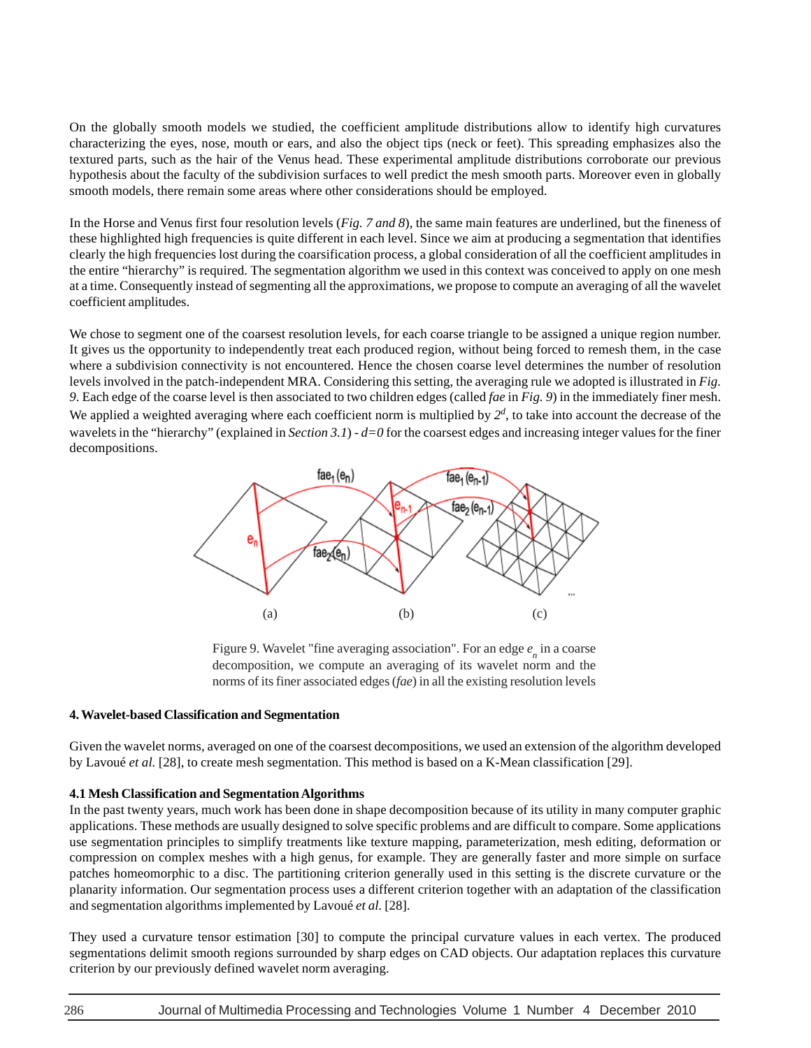On the globally smooth models we studied, the coefficient amplitude distributions allow to identify high curvatures characterizing the eyes, nose, mouth or ears, and also the object tips (neck or feet). This spreading emphasizes also the textured parts, such as the hair of the Venus head. These experimental amplitude distributions corroborate our previous hypothesis about the faculty of the subdivision surfaces to well predict the mesh smooth parts. Moreover even in globally smooth models, there remain some areas where other considerations should be employed.

In the Horse and Venus first four resolution levels (*Fig. 7 and 8*), the same main features are underlined, but the fineness of these highlighted high frequencies is quite different in each level. Since we aim at producing a segmentation that identifies clearly the high frequencies lost during the coarsification process, a global consideration of all the coefficient amplitudes in the entire "hierarchy" is required. The segmentation algorithm we used in this context was conceived to apply on one mesh at a time. Consequently instead of segmenting all the approximations, we propose to compute an averaging of all the wavelet coefficient amplitudes.

We chose to segment one of the coarsest resolution levels, for each coarse triangle to be assigned a unique region number. It gives us the opportunity to independently treat each produced region, without being forced to remesh them, in the case where a subdivision connectivity is not encountered. Hence the chosen coarse level determines the number of resolution levels involved in the patch-independent MRA. Considering this setting, the averaging rule we adopted is illustrated in *Fig. 9*. Each edge of the coarse level is then associated to two children edges (called *fae* in *Fig. 9*) in the immediately finer mesh. We applied a weighted averaging where each coefficient norm is multiplied by $2^d$, to take into account the decrease of the wavelets in the "hierarchy" (explained in *Section 3.1*) - $d=0$ for the coarsest edges and increasing integer values for the finer decompositions.

Figure 9. Wavelet "fine averaging association". For an edge $e_n$ in a coarse decomposition, we compute an averaging of its wavelet norm and the norms of its finer associated edges (*fae*) in all the existing resolution levels

**4. Wavelet-based Classification and Segmentation**

Given the wavelet norms, averaged on one of the coarsest decompositions, we used an extension of the algorithm developed by Lavoué *et al.* [28], to create mesh segmentation. This method is based on a K-Mean classification [29].

**4.1 Mesh Classification and Segmentation Algorithms**

In the past twenty years, much work has been done in shape decomposition because of its utility in many computer graphic applications. These methods are usually designed to solve specific problems and are difficult to compare. Some applications use segmentation principles to simplify treatments like texture mapping, parameterization, mesh editing, deformation or compression on complex meshes with a high genus, for example. They are generally faster and more simple on surface patches homeomorphic to a disc. The partitioning criterion generally used in this setting is the discrete curvature or the planarity information. Our segmentation process uses a different criterion together with an adaptation of the classification and segmentation algorithms implemented by Lavoué *et al.* [28].

They used a curvature tensor estimation [30] to compute the principal curvature values in each vertex. The produced segmentations delimit smooth regions surrounded by sharp edges on CAD objects. Our adaptation replaces this curvature criterion by our previously defined wavelet norm averaging.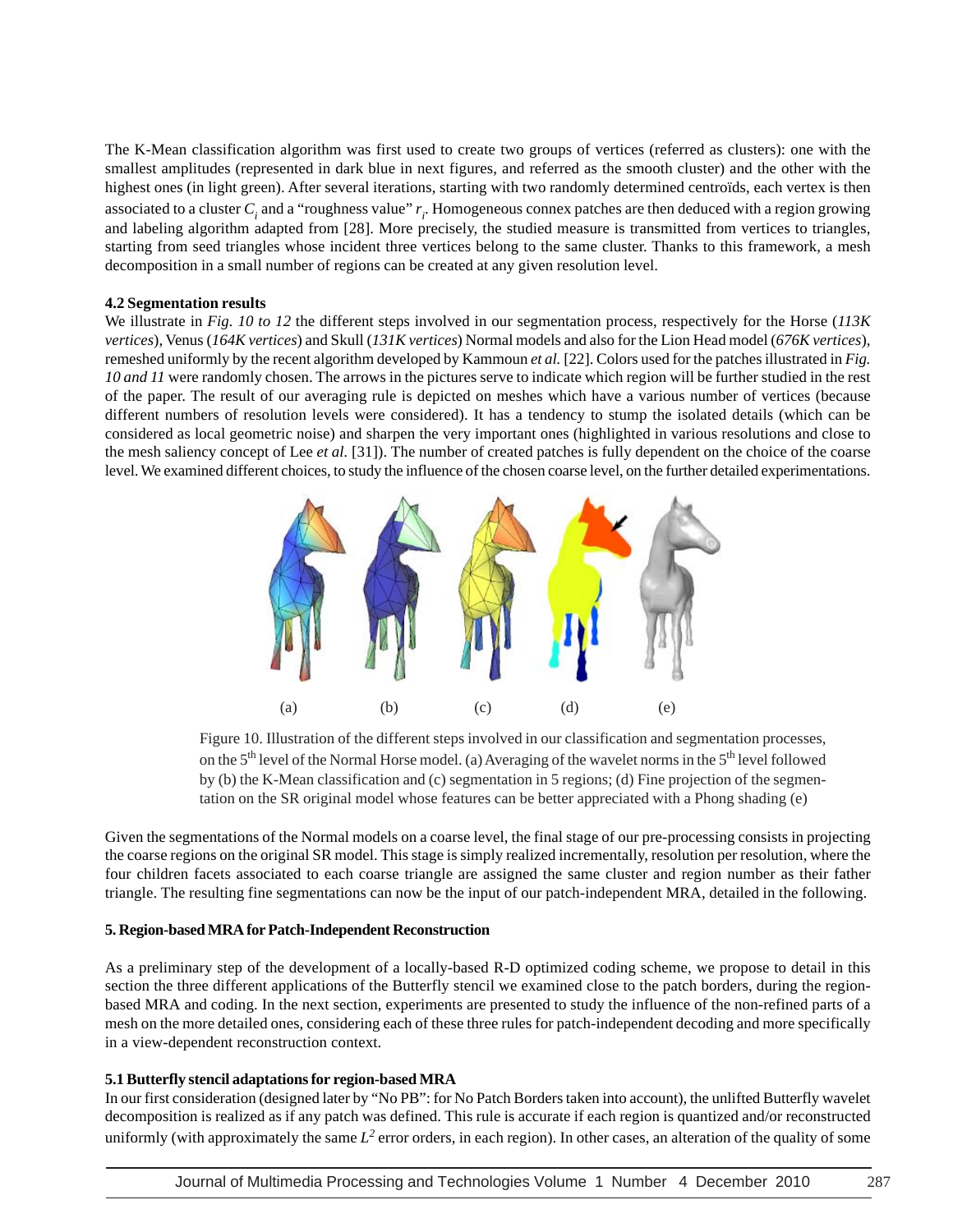The K-Mean classification algorithm was first used to create two groups of vertices (referred as clusters): one with the smallest amplitudes (represented in dark blue in next figures, and referred as the smooth cluster) and the other with the highest ones (in light green). After several iterations, starting with two randomly determined centroïds, each vertex is then associated to a cluster $C_i$ and a "roughness value" $r_i$. Homogeneous connex patches are then deduced with a region growing and labeling algorithm adapted from [28]. More precisely, the studied measure is transmitted from vertices to triangles, starting from seed triangles whose incident three vertices belong to the same cluster. Thanks to this framework, a mesh decomposition in a small number of regions can be created at any given resolution level.

### 4.2 Segmentation results

We illustrate in *Fig. 10 to 12* the different steps involved in our segmentation process, respectively for the Horse (*113K vertices*), Venus (*164K vertices*) and Skull (*131K vertices*) Normal models and also for the Lion Head model (*676K vertices*), remeshed uniformly by the recent algorithm developed by Kammoun *et al.* [22]. Colors used for the patches illustrated in *Fig. 10 and 11* were randomly chosen. The arrows in the pictures serve to indicate which region will be further studied in the rest of the paper. The result of our averaging rule is depicted on meshes which have a various number of vertices (because different numbers of resolution levels were considered). It has a tendency to stump the isolated details (which can be considered as local geometric noise) and sharpen the very important ones (highlighted in various resolutions and close to the mesh saliency concept of Lee *et al.* [31]). The number of created patches is fully dependent on the choice of the coarse level. We examined different choices, to study the influence of the chosen coarse level, on the further detailed experimentations.

(a) (b) (c) (d) (e)

Figure 10. Illustration of the different steps involved in our classification and segmentation processes, on the 5th level of the Normal Horse model. (a) Averaging of the wavelet norms in the 5th level followed by (b) the K-Mean classification and (c) segmentation in 5 regions; (d) Fine projection of the segmentation on the SR original model whose features can be better appreciated with a Phong shading (e)

Given the segmentations of the Normal models on a coarse level, the final stage of our pre-processing consists in projecting the coarse regions on the original SR model. This stage is simply realized incrementally, resolution per resolution, where the four children facets associated to each coarse triangle are assigned the same cluster and region number as their father triangle. The resulting fine segmentations can now be the input of our patch-independent MRA, detailed in the following.

## 5. Region-based MRA for Patch-Independent Reconstruction

As a preliminary step of the development of a locally-based R-D optimized coding scheme, we propose to detail in this section the three different applications of the Butterfly stencil we examined close to the patch borders, during the region-based MRA and coding. In the next section, experiments are presented to study the influence of the non-refined parts of a mesh on the more detailed ones, considering each of these three rules for patch-independent decoding and more specifically in a view-dependent reconstruction context.

### 5.1 Butterfly stencil adaptations for region-based MRA

In our first consideration (designed later by "No PB": for No Patch Borders taken into account), the unlifted Butterfly wavelet decomposition is realized as if any patch was defined. This rule is accurate if each region is quantized and/or reconstructed uniformly (with approximately the same $L^2$ error orders, in each region). In other cases, an alteration of the quality of some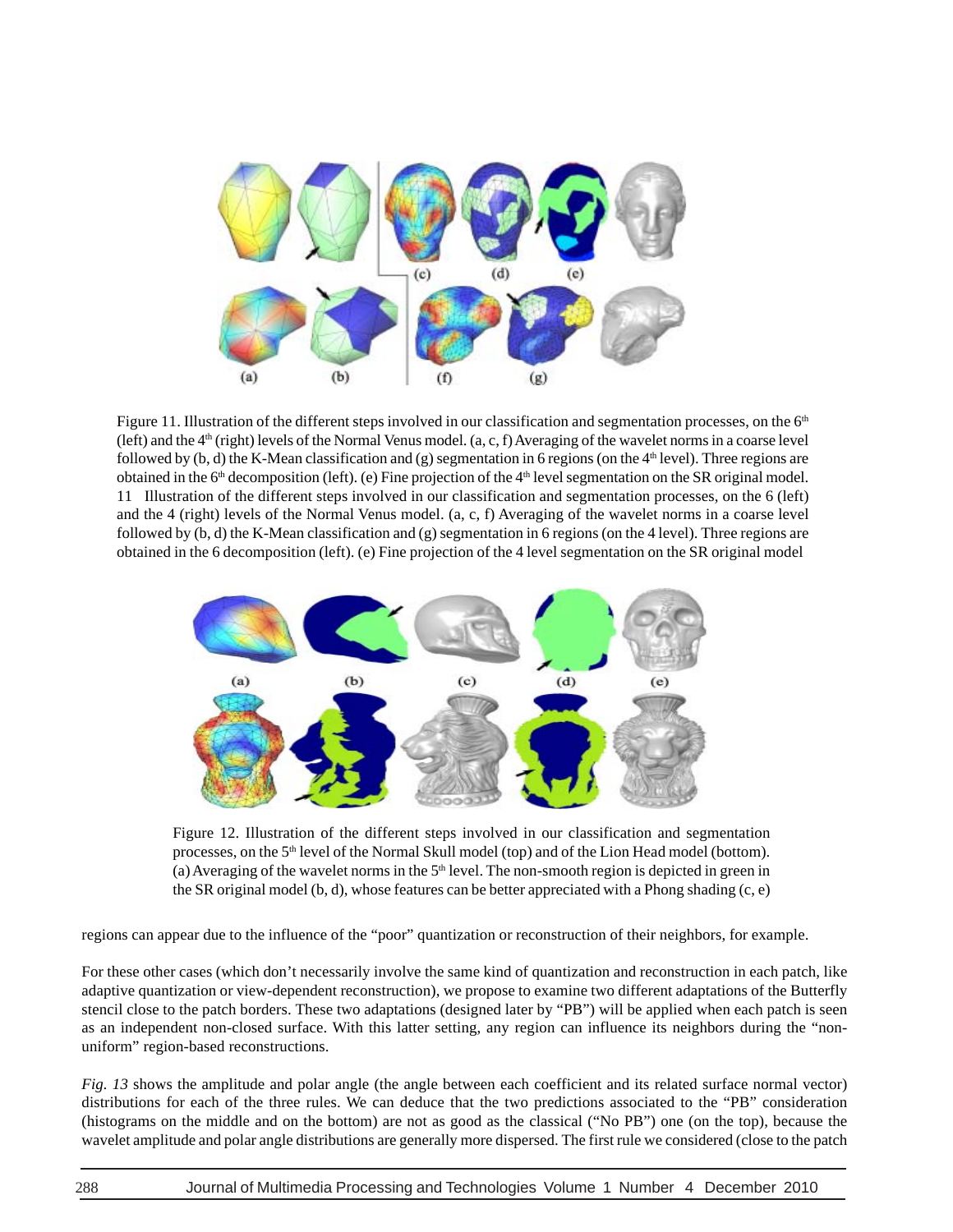Figure 11. Illustration of the different steps involved in our classification and segmentation processes, on the 6[th] (left) and the 4[th] (right) levels of the Normal Venus model. (a, c, f) Averaging of the wavelet norms in a coarse level followed by (b, d) the K-Mean classification and (g) segmentation in 6 regions (on the 4[th] level). Three regions are obtained in the 6[th] decomposition (left). (e) Fine projection of the 4[th] level segmentation on the SR original model. 11 Illustration of the different steps involved in our classification and segmentation processes, on the 6 (left) and the 4 (right) levels of the Normal Venus model. (a, c, f) Averaging of the wavelet norms in a coarse level followed by (b, d) the K-Mean classification and (g) segmentation in 6 regions (on the 4 level). Three regions are obtained in the 6 decomposition (left). (e) Fine projection of the 4 level segmentation on the SR original model

Figure 12. Illustration of the different steps involved in our classification and segmentation processes, on the 5[th] level of the Normal Skull model (top) and of the Lion Head model (bottom). (a) Averaging of the wavelet norms in the 5[th] level. The non-smooth region is depicted in green in the SR original model (b, d), whose features can be better appreciated with a Phong shading (c, e)

regions can appear due to the influence of the "poor" quantization or reconstruction of their neighbors, for example.

For these other cases (which don't necessarily involve the same kind of quantization and reconstruction in each patch, like adaptive quantization or view-dependent reconstruction), we propose to examine two different adaptations of the Butterfly stencil close to the patch borders. These two adaptations (designed later by "PB") will be applied when each patch is seen as an independent non-closed surface. With this latter setting, any region can influence its neighbors during the "non-uniform" region-based reconstructions.

*Fig. 13* shows the amplitude and polar angle (the angle between each coefficient and its related surface normal vector) distributions for each of the three rules. We can deduce that the two predictions associated to the "PB" consideration (histograms on the middle and on the bottom) are not as good as the classical ("No PB") one (on the top), because the wavelet amplitude and polar angle distributions are generally more dispersed. The first rule we considered (close to the patch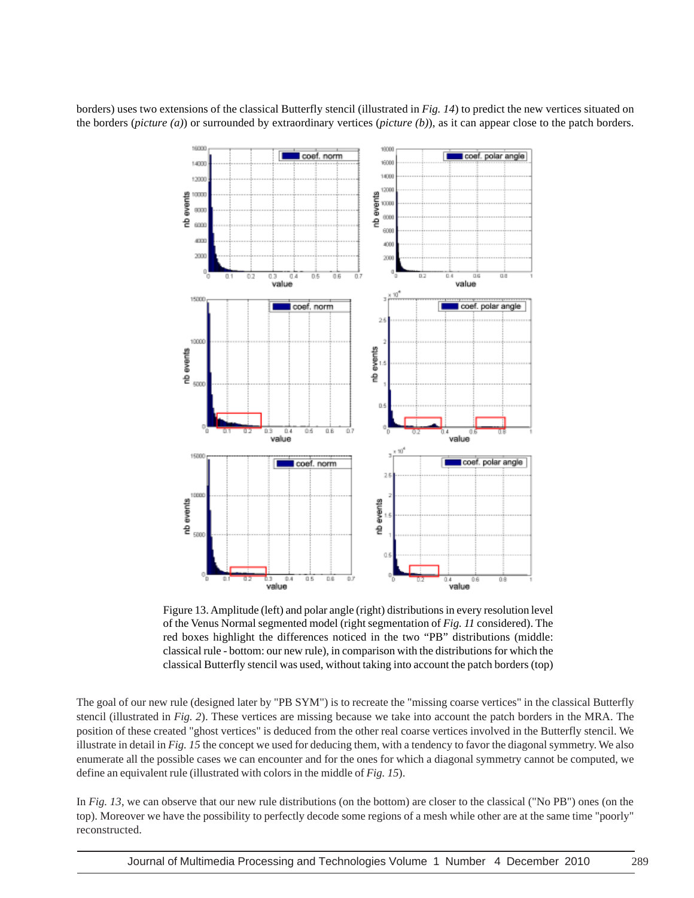borders) uses two extensions of the classical Butterfly stencil (illustrated in *Fig. 14*) to predict the new vertices situated on the borders (*picture (a)*) or surrounded by extraordinary vertices (*picture (b)*), as it can appear close to the patch borders.

Figure 13. Amplitude (left) and polar angle (right) distributions in every resolution level of the Venus Normal segmented model (right segmentation of *Fig. 11* considered). The red boxes highlight the differences noticed in the two "PB" distributions (middle: classical rule - bottom: our new rule), in comparison with the distributions for which the classical Butterfly stencil was used, without taking into account the patch borders (top)

The goal of our new rule (designed later by "PB SYM") is to recreate the "missing coarse vertices" in the classical Butterfly stencil (illustrated in *Fig. 2*). These vertices are missing because we take into account the patch borders in the MRA. The position of these created "ghost vertices" is deduced from the other real coarse vertices involved in the Butterfly stencil. We illustrate in detail in *Fig. 15* the concept we used for deducing them, with a tendency to favor the diagonal symmetry. We also enumerate all the possible cases we can encounter and for the ones for which a diagonal symmetry cannot be computed, we define an equivalent rule (illustrated with colors in the middle of *Fig. 15*).

In *Fig. 13*, we can observe that our new rule distributions (on the bottom) are closer to the classical ("No PB") ones (on the top). Moreover we have the possibility to perfectly decode some regions of a mesh while other are at the same time "poorly" reconstructed.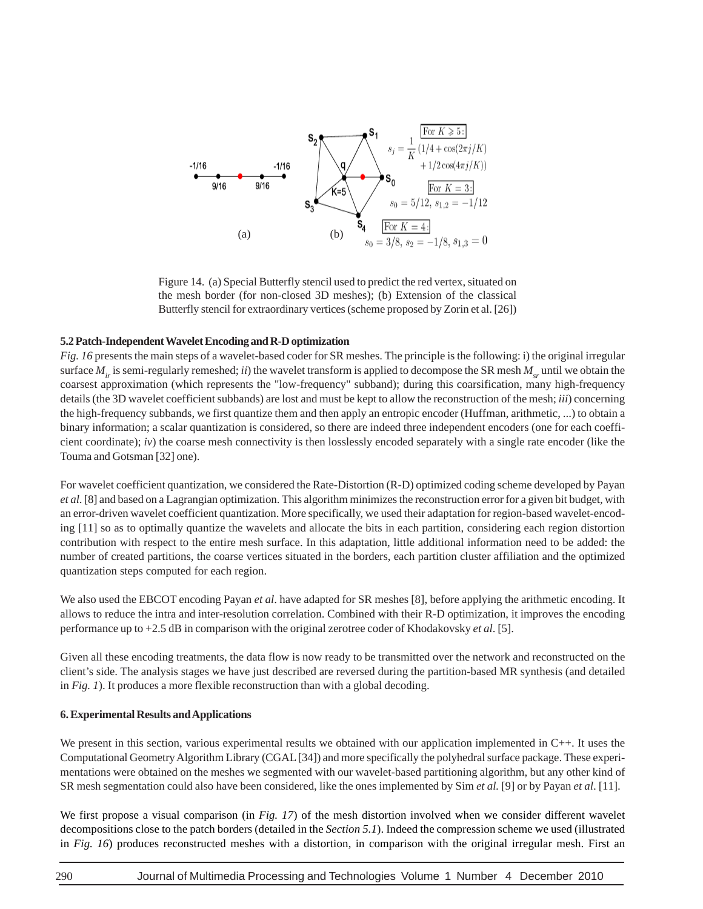Figure 14. (a) Special Butterfly stencil used to predict the red vertex, situated on the mesh border (for non-closed 3D meshes); (b) Extension of the classical Butterfly stencil for extraordinary vertices (scheme proposed by Zorin et al. [26])

### 5.2 Patch-Independent Wavelet Encoding and R-D optimization

*Fig. 16* presents the main steps of a wavelet-based coder for SR meshes. The principle is the following: i) the original irregular surface $M_{ir}$ is semi-regularly remeshed; *ii*) the wavelet transform is applied to decompose the SR mesh $M_{sr}$ until we obtain the coarsest approximation (which represents the "low-frequency" subband); during this coarsification, many high-frequency details (the 3D wavelet coefficient subbands) are lost and must be kept to allow the reconstruction of the mesh; *iii*) concerning the high-frequency subbands, we first quantize them and then apply an entropic encoder (Huffman, arithmetic, ...) to obtain a binary information; a scalar quantization is considered, so there are indeed three independent encoders (one for each coefficient coordinate); *iv*) the coarse mesh connectivity is then losslessly encoded separately with a single rate encoder (like the Touma and Gotsman [32] one).

For wavelet coefficient quantization, we considered the Rate-Distortion (R-D) optimized coding scheme developed by Payan *et al*. [8] and based on a Lagrangian optimization. This algorithm minimizes the reconstruction error for a given bit budget, with an error-driven wavelet coefficient quantization. More specifically, we used their adaptation for region-based wavelet-encoding [11] so as to optimally quantize the wavelets and allocate the bits in each partition, considering each region distortion contribution with respect to the entire mesh surface. In this adaptation, little additional information need to be added: the number of created partitions, the coarse vertices situated in the borders, each partition cluster affiliation and the optimized quantization steps computed for each region.

We also used the EBCOT encoding Payan *et al*. have adapted for SR meshes [8], before applying the arithmetic encoding. It allows to reduce the intra and inter-resolution correlation. Combined with their R-D optimization, it improves the encoding performance up to +2.5 dB in comparison with the original zerotree coder of Khodakovsky *et al*. [5].

Given all these encoding treatments, the data flow is now ready to be transmitted over the network and reconstructed on the client's side. The analysis stages we have just described are reversed during the partition-based MR synthesis (and detailed in *Fig. 1*). It produces a more flexible reconstruction than with a global decoding.

## 6. Experimental Results and Applications

We present in this section, various experimental results we obtained with our application implemented in C++. It uses the Computational Geometry Algorithm Library (CGAL [34]) and more specifically the polyhedral surface package. These experimentations were obtained on the meshes we segmented with our wavelet-based partitioning algorithm, but any other kind of SR mesh segmentation could also have been considered, like the ones implemented by Sim *et al.* [9] or by Payan *et al*. [11].

We first propose a visual comparison (in *Fig. 17*) of the mesh distortion involved when we consider different wavelet decompositions close to the patch borders (detailed in the *Section 5.1*). Indeed the compression scheme we used (illustrated in *Fig. 16*) produces reconstructed meshes with a distortion, in comparison with the original irregular mesh. First an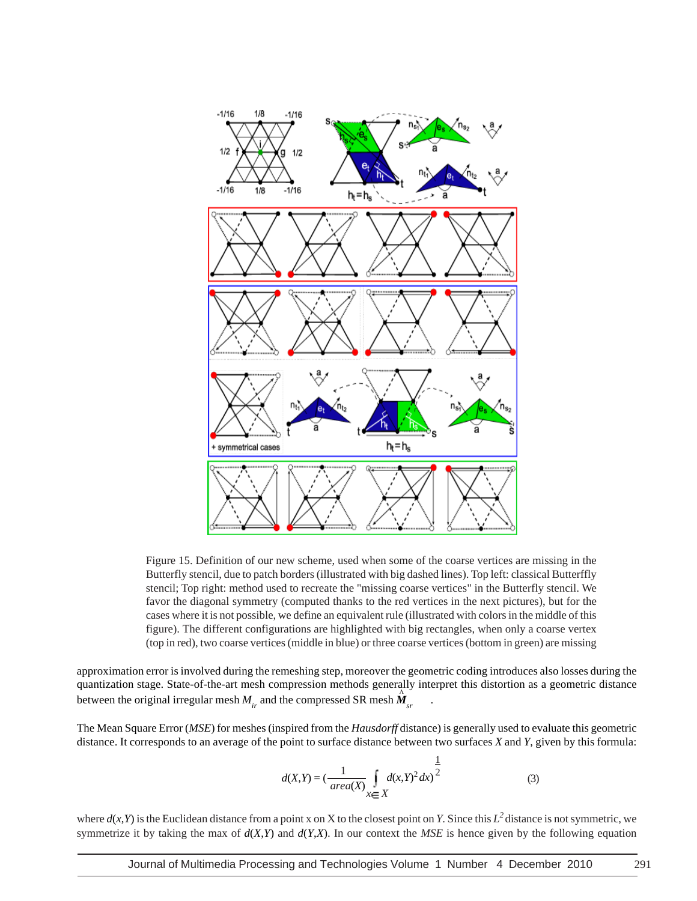Figure 15. Definition of our new scheme, used when some of the coarse vertices are missing in the Butterfly stencil, due to patch borders (illustrated with big dashed lines). Top left: classical Butterffly stencil; Top right: method used to recreate the "missing coarse vertices" in the Butterfly stencil. We favor the diagonal symmetry (computed thanks to the red vertices in the next pictures), but for the cases where it is not possible, we define an equivalent rule (illustrated with colors in the middle of this figure). The different configurations are highlighted with big rectangles, when only a coarse vertex (top in red), two coarse vertices (middle in blue) or three coarse vertices (bottom in green) are missing

approximation error is involved during the remeshing step, moreover the geometric coding introduces also losses during the quantization stage. State-of-the-art mesh compression methods generally interpret this distortion as a geometric distance between the original irregular mesh $M_{ir}$ and the compressed SR mesh $\hat{M}_{sr}$.

The Mean Square Error (*MSE*) for meshes (inspired from the *Hausdorff* distance) is generally used to evaluate this geometric distance. It corresponds to an average of the point to surface distance between two surfaces *X* and *Y*, given by this formula:

$$d(X,Y) = \left(\frac{1}{area(X)} \int_{x \in X} d(x,Y)^2 dx\right)^{\frac{1}{2}} \qquad (3)$$

where $d(x,Y)$ is the Euclidean distance from a point x on X to the closest point on *Y*. Since this $L^2$ distance is not symmetric, we symmetrize it by taking the max of $d(X,Y)$ and $d(Y,X)$. In our context the *MSE* is hence given by the following equation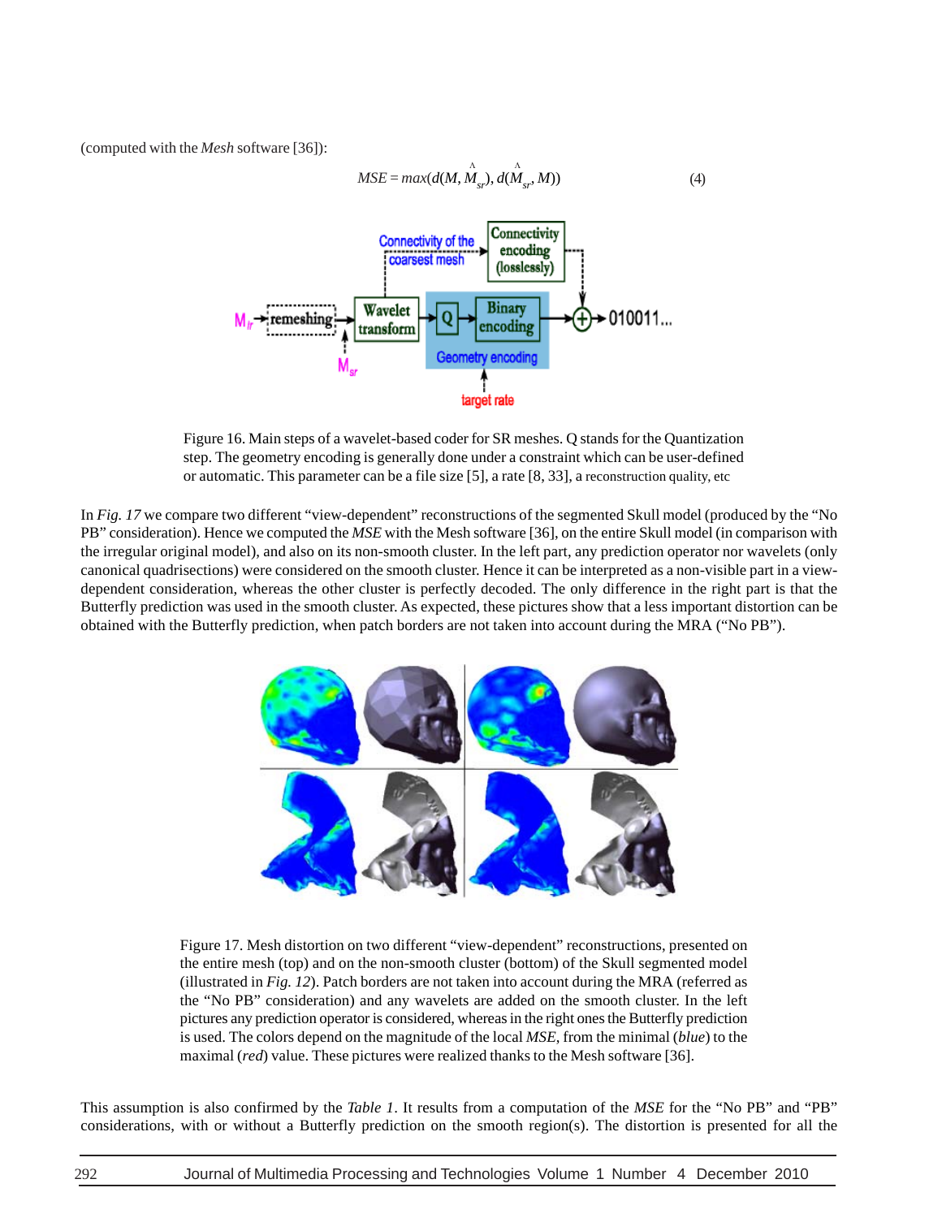(computed with the *Mesh* software [36]):

$$MSE = max(d(M, \hat{M}_{sr}), d(\hat{M}_{sr}, M)) \tag{4}$$

Figure 16. Main steps of a wavelet-based coder for SR meshes. Q stands for the Quantization step. The geometry encoding is generally done under a constraint which can be user-defined or automatic. This parameter can be a file size [5], a rate [8, 33], a reconstruction quality, etc

In *Fig. 17* we compare two different "view-dependent" reconstructions of the segmented Skull model (produced by the "No PB" consideration). Hence we computed the *MSE* with the Mesh software [36], on the entire Skull model (in comparison with the irregular original model), and also on its non-smooth cluster. In the left part, any prediction operator nor wavelets (only canonical quadrisections) were considered on the smooth cluster. Hence it can be interpreted as a non-visible part in a view-dependent consideration, whereas the other cluster is perfectly decoded. The only difference in the right part is that the Butterfly prediction was used in the smooth cluster. As expected, these pictures show that a less important distortion can be obtained with the Butterfly prediction, when patch borders are not taken into account during the MRA ("No PB").

Figure 17. Mesh distortion on two different "view-dependent" reconstructions, presented on the entire mesh (top) and on the non-smooth cluster (bottom) of the Skull segmented model (illustrated in *Fig. 12*). Patch borders are not taken into account during the MRA (referred as the "No PB" consideration) and any wavelets are added on the smooth cluster. In the left pictures any prediction operator is considered, whereas in the right ones the Butterfly prediction is used. The colors depend on the magnitude of the local *MSE*, from the minimal (*blue*) to the maximal (*red*) value. These pictures were realized thanks to the Mesh software [36].

This assumption is also confirmed by the *Table 1*. It results from a computation of the *MSE* for the "No PB" and "PB" considerations, with or without a Butterfly prediction on the smooth region(s). The distortion is presented for all the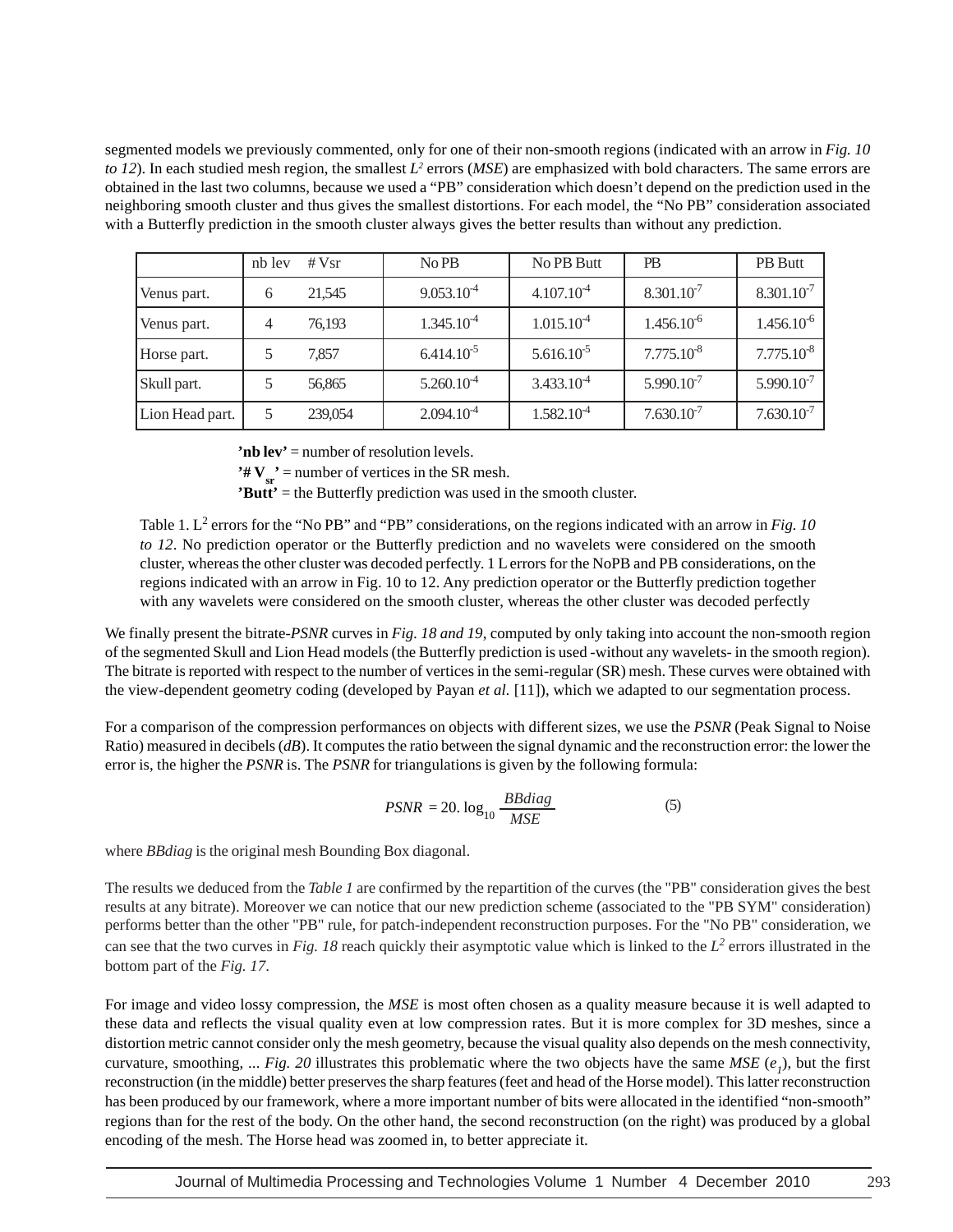segmented models we previously commented, only for one of their non-smooth regions (indicated with an arrow in *Fig. 10 to 12*). In each studied mesh region, the smallest $L^2$ errors (*MSE*) are emphasized with bold characters. The same errors are obtained in the last two columns, because we used a "PB" consideration which doesn't depend on the prediction used in the neighboring smooth cluster and thus gives the smallest distortions. For each model, the "No PB" consideration associated with a Butterfly prediction in the smooth cluster always gives the better results than without any prediction.

| | nb lev | # Vsr | No PB | No PB Butt | PB | PB Butt |
|---|---|---|---|---|---|---|
| Venus part. | 6 | 21,545 | $9.053.10^{-4}$ | $4.107.10^{-4}$ | $8.301.10^{-7}$ | $8.301.10^{-7}$ |
| Venus part. | 4 | 76,193 | $1.345.10^{-4}$ | $1.015.10^{-4}$ | $1.456.10^{-6}$ | $1.456.10^{-6}$ |
| Horse part. | 5 | 7,857 | $6.414.10^{-5}$ | $5.616.10^{-5}$ | $7.775.10^{-8}$ | $7.775.10^{-8}$ |
| Skull part. | 5 | 56,865 | $5.260.10^{-4}$ | $3.433.10^{-4}$ | $5.990.10^{-7}$ | $5.990.10^{-7}$ |
| Lion Head part. | 5 | 239,054 | $2.094.10^{-4}$ | $1.582.10^{-4}$ | $7.630.10^{-7}$ | $7.630.10^{-7}$ |

**'nb lev'** = number of resolution levels.
**'# $V_{sr}$'** = number of vertices in the SR mesh.
**'Butt'** = the Butterfly prediction was used in the smooth cluster.

Table 1. $L^2$ errors for the "No PB" and "PB" considerations, on the regions indicated with an arrow in *Fig. 10 to 12*. No prediction operator or the Butterfly prediction and no wavelets were considered on the smooth cluster, whereas the other cluster was decoded perfectly. 1 L errors for the NoPB and PB considerations, on the regions indicated with an arrow in Fig. 10 to 12. Any prediction operator or the Butterfly prediction together with any wavelets were considered on the smooth cluster, whereas the other cluster was decoded perfectly

We finally present the bitrate-*PSNR* curves in *Fig. 18 and 19*, computed by only taking into account the non-smooth region of the segmented Skull and Lion Head models (the Butterfly prediction is used -without any wavelets- in the smooth region). The bitrate is reported with respect to the number of vertices in the semi-regular (SR) mesh. These curves were obtained with the view-dependent geometry coding (developed by Payan *et al.* [11]), which we adapted to our segmentation process.

For a comparison of the compression performances on objects with different sizes, we use the *PSNR* (Peak Signal to Noise Ratio) measured in decibels (*dB*). It computes the ratio between the signal dynamic and the reconstruction error: the lower the error is, the higher the *PSNR* is. The *PSNR* for triangulations is given by the following formula:

$$PSNR = 20.\log_{10} \frac{BBdiag}{MSE} \qquad (5)$$

where *BBdiag* is the original mesh Bounding Box diagonal.

The results we deduced from the *Table 1* are confirmed by the repartition of the curves (the "PB" consideration gives the best results at any bitrate). Moreover we can notice that our new prediction scheme (associated to the "PB SYM" consideration) performs better than the other "PB" rule, for patch-independent reconstruction purposes. For the "No PB" consideration, we can see that the two curves in *Fig. 18* reach quickly their asymptotic value which is linked to the $L^2$ errors illustrated in the bottom part of the *Fig. 17*.

For image and video lossy compression, the *MSE* is most often chosen as a quality measure because it is well adapted to these data and reflects the visual quality even at low compression rates. But it is more complex for 3D meshes, since a distortion metric cannot consider only the mesh geometry, because the visual quality also depends on the mesh connectivity, curvature, smoothing, ... *Fig. 20* illustrates this problematic where the two objects have the same *MSE* ($e_1$), but the first reconstruction (in the middle) better preserves the sharp features (feet and head of the Horse model). This latter reconstruction has been produced by our framework, where a more important number of bits were allocated in the identified "non-smooth" regions than for the rest of the body. On the other hand, the second reconstruction (on the right) was produced by a global encoding of the mesh. The Horse head was zoomed in, to better appreciate it.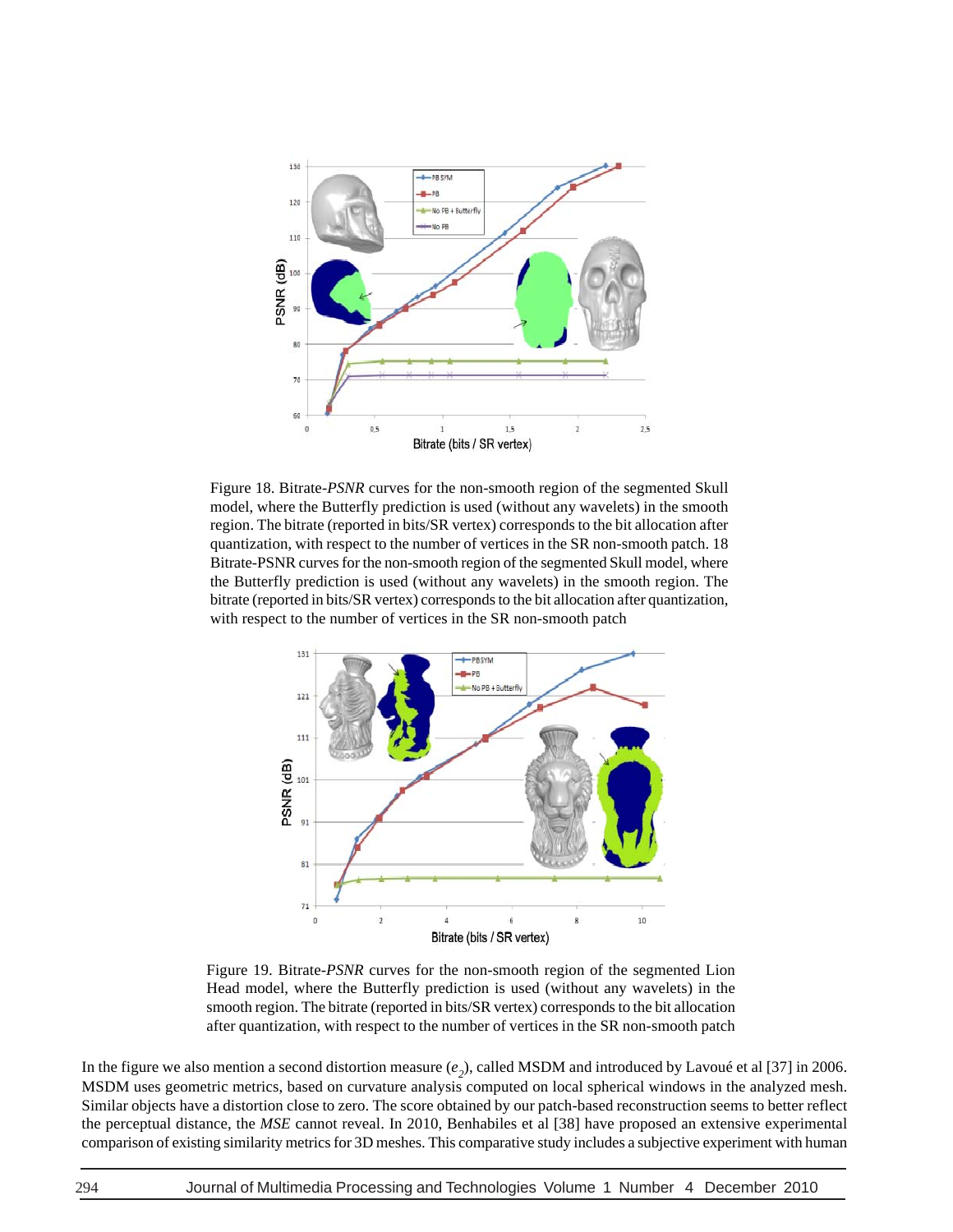Figure 18. Bitrate-*PSNR* curves for the non-smooth region of the segmented Skull model, where the Butterfly prediction is used (without any wavelets) in the smooth region. The bitrate (reported in bits/SR vertex) corresponds to the bit allocation after quantization, with respect to the number of vertices in the SR non-smooth patch. 18 Bitrate-PSNR curves for the non-smooth region of the segmented Skull model, where the Butterfly prediction is used (without any wavelets) in the smooth region. The bitrate (reported in bits/SR vertex) corresponds to the bit allocation after quantization, with respect to the number of vertices in the SR non-smooth patch

Figure 19. Bitrate-*PSNR* curves for the non-smooth region of the segmented Lion Head model, where the Butterfly prediction is used (without any wavelets) in the smooth region. The bitrate (reported in bits/SR vertex) corresponds to the bit allocation after quantization, with respect to the number of vertices in the SR non-smooth patch

In the figure we also mention a second distortion measure ($e_2$), called MSDM and introduced by Lavoué et al [37] in 2006. MSDM uses geometric metrics, based on curvature analysis computed on local spherical windows in the analyzed mesh. Similar objects have a distortion close to zero. The score obtained by our patch-based reconstruction seems to better reflect the perceptual distance, the *MSE* cannot reveal. In 2010, Benhabiles et al [38] have proposed an extensive experimental comparison of existing similarity metrics for 3D meshes. This comparative study includes a subjective experiment with human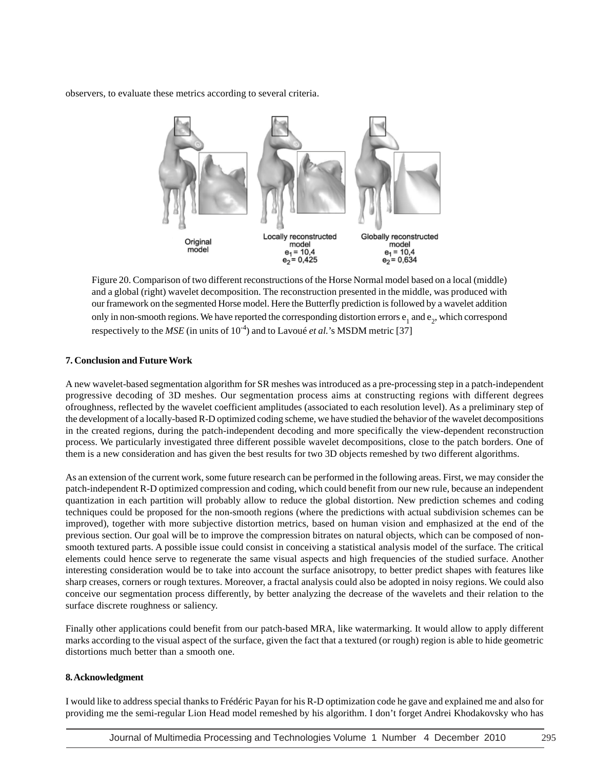observers, to evaluate these metrics according to several criteria.

Original model

Locally reconstructed model
$e_1 = 10,4$
$e_2 = 0,425$

Globally reconstructed model
$e_1 = 10,4$
$e_2 = 0,634$

Figure 20. Comparison of two different reconstructions of the Horse Normal model based on a local (middle) and a global (right) wavelet decomposition. The reconstruction presented in the middle, was produced with our framework on the segmented Horse model. Here the Butterfly prediction is followed by a wavelet addition only in non-smooth regions. We have reported the corresponding distortion errors $e_1$ and $e_2$, which correspond respectively to the *MSE* (in units of $10^{-4}$) and to Lavoué *et al.*'s MSDM metric [37]

**7. Conclusion and Future Work**

A new wavelet-based segmentation algorithm for SR meshes was introduced as a pre-processing step in a patch-independent progressive decoding of 3D meshes. Our segmentation process aims at constructing regions with different degrees ofroughness, reflected by the wavelet coefficient amplitudes (associated to each resolution level). As a preliminary step of the development of a locally-based R-D optimized coding scheme, we have studied the behavior of the wavelet decompositions in the created regions, during the patch-independent decoding and more specifically the view-dependent reconstruction process. We particularly investigated three different possible wavelet decompositions, close to the patch borders. One of them is a new consideration and has given the best results for two 3D objects remeshed by two different algorithms.

As an extension of the current work, some future research can be performed in the following areas. First, we may consider the patch-independent R-D optimized compression and coding, which could benefit from our new rule, because an independent quantization in each partition will probably allow to reduce the global distortion. New prediction schemes and coding techniques could be proposed for the non-smooth regions (where the predictions with actual subdivision schemes can be improved), together with more subjective distortion metrics, based on human vision and emphasized at the end of the previous section. Our goal will be to improve the compression bitrates on natural objects, which can be composed of non-smooth textured parts. A possible issue could consist in conceiving a statistical analysis model of the surface. The critical elements could hence serve to regenerate the same visual aspects and high frequencies of the studied surface. Another interesting consideration would be to take into account the surface anisotropy, to better predict shapes with features like sharp creases, corners or rough textures. Moreover, a fractal analysis could also be adopted in noisy regions. We could also conceive our segmentation process differently, by better analyzing the decrease of the wavelets and their relation to the surface discrete roughness or saliency.

Finally other applications could benefit from our patch-based MRA, like watermarking. It would allow to apply different marks according to the visual aspect of the surface, given the fact that a textured (or rough) region is able to hide geometric distortions much better than a smooth one.

**8. Acknowledgment**

I would like to address special thanks to Frédéric Payan for his R-D optimization code he gave and explained me and also for providing me the semi-regular Lion Head model remeshed by his algorithm. I don't forget Andrei Khodakovsky who has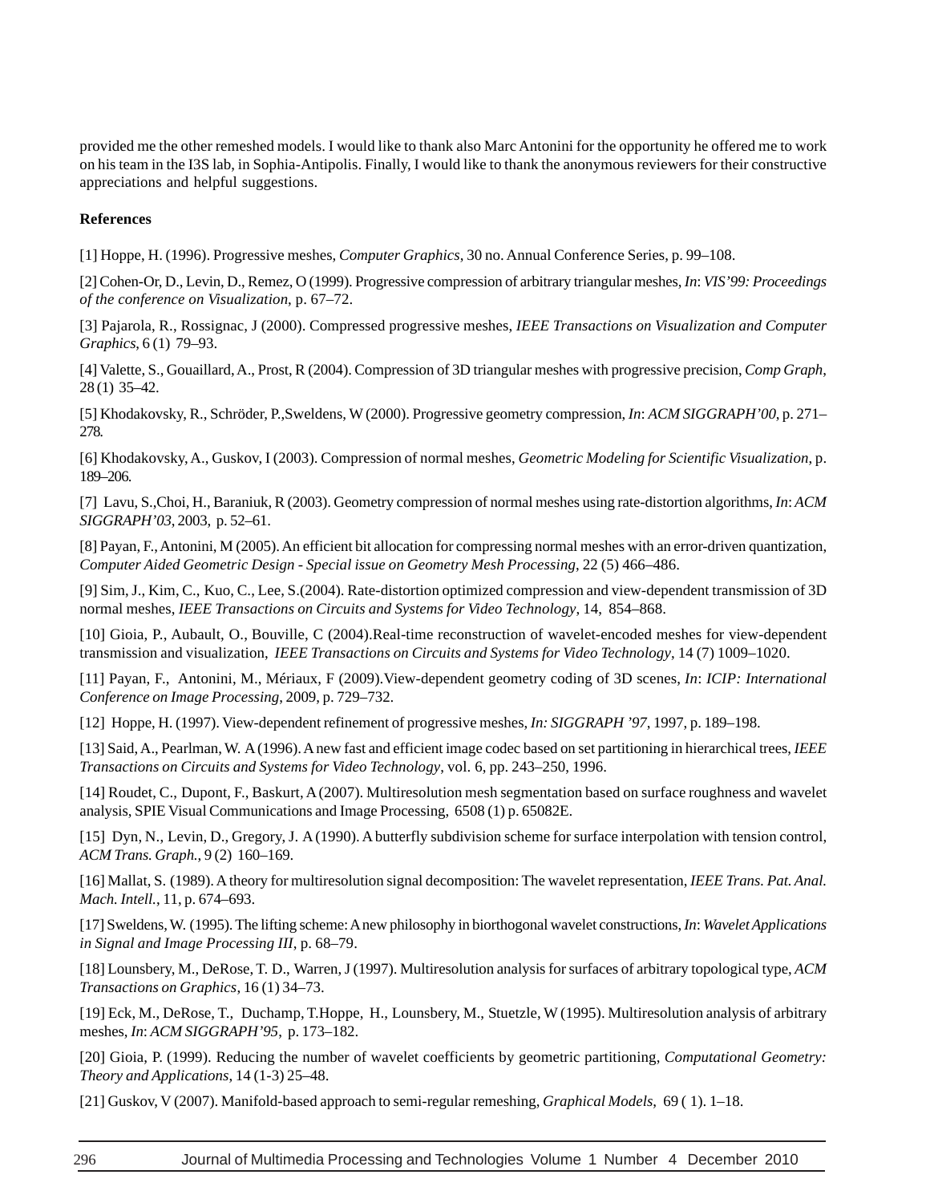provided me the other remeshed models. I would like to thank also Marc Antonini for the opportunity he offered me to work on his team in the I3S lab, in Sophia-Antipolis. Finally, I would like to thank the anonymous reviewers for their constructive appreciations and helpful suggestions.

**References**

[1] Hoppe, H. (1996). Progressive meshes, *Computer Graphics*, 30 no. Annual Conference Series, p. 99–108.

[2] Cohen-Or, D., Levin, D., Remez, O (1999). Progressive compression of arbitrary triangular meshes, *In*: *VIS'99: Proceedings of the conference on Visualization*, p. 67–72.

[3] Pajarola, R., Rossignac, J (2000). Compressed progressive meshes, *IEEE Transactions on Visualization and Computer Graphics*, 6 (1) 79–93.

[4] Valette, S., Gouaillard, A., Prost, R (2004). Compression of 3D triangular meshes with progressive precision, *Comp Graph*, 28 (1) 35–42.

[5] Khodakovsky, R., Schröder, P.,Sweldens, W (2000). Progressive geometry compression, *In*: *ACM SIGGRAPH'00*, p. 271–278.

[6] Khodakovsky, A., Guskov, I (2003). Compression of normal meshes, *Geometric Modeling for Scientific Visualization*, p. 189–206.

[7] Lavu, S.,Choi, H., Baraniuk, R (2003). Geometry compression of normal meshes using rate-distortion algorithms, *In*: *ACM SIGGRAPH'03*, 2003, p. 52–61.

[8] Payan, F., Antonini, M (2005). An efficient bit allocation for compressing normal meshes with an error-driven quantization, *Computer Aided Geometric Design - Special issue on Geometry Mesh Processing*, 22 (5) 466–486.

[9] Sim, J., Kim, C., Kuo, C., Lee, S.(2004). Rate-distortion optimized compression and view-dependent transmission of 3D normal meshes, *IEEE Transactions on Circuits and Systems for Video Technology*, 14, 854–868.

[10] Gioia, P., Aubault, O., Bouville, C (2004).Real-time reconstruction of wavelet-encoded meshes for view-dependent transmission and visualization, *IEEE Transactions on Circuits and Systems for Video Technology*, 14 (7) 1009–1020.

[11] Payan, F., Antonini, M., Mériaux, F (2009).View-dependent geometry coding of 3D scenes, *In*: *ICIP: International Conference on Image Processing*, 2009, p. 729–732.

[12] Hoppe, H. (1997). View-dependent refinement of progressive meshes, *In: SIGGRAPH '97*, 1997, p. 189–198.

[13] Said, A., Pearlman, W. A (1996). A new fast and efficient image codec based on set partitioning in hierarchical trees, *IEEE Transactions on Circuits and Systems for Video Technology*, vol. 6, pp. 243–250, 1996.

[14] Roudet, C., Dupont, F., Baskurt, A (2007). Multiresolution mesh segmentation based on surface roughness and wavelet analysis, SPIE Visual Communications and Image Processing, 6508 (1) p. 65082E.

[15] Dyn, N., Levin, D., Gregory, J. A (1990). A butterfly subdivision scheme for surface interpolation with tension control, *ACM Trans. Graph.*, 9 (2) 160–169.

[16] Mallat, S. (1989). A theory for multiresolution signal decomposition: The wavelet representation, *IEEE Trans. Pat. Anal. Mach. Intell.*, 11, p. 674–693.

[17] Sweldens, W. (1995). The lifting scheme: A new philosophy in biorthogonal wavelet constructions, *In*: *Wavelet Applications in Signal and Image Processing III*, p. 68–79.

[18] Lounsbery, M., DeRose, T. D., Warren, J (1997). Multiresolution analysis for surfaces of arbitrary topological type, *ACM Transactions on Graphics*, 16 (1) 34–73.

[19] Eck, M., DeRose, T., Duchamp, T.Hoppe, H., Lounsbery, M., Stuetzle, W (1995). Multiresolution analysis of arbitrary meshes, *In*: *ACM SIGGRAPH'95*, p. 173–182.

[20] Gioia, P. (1999). Reducing the number of wavelet coefficients by geometric partitioning, *Computational Geometry: Theory and Applications*, 14 (1-3) 25–48.

[21] Guskov, V (2007). Manifold-based approach to semi-regular remeshing, *Graphical Models*, 69 ( 1). 1–18.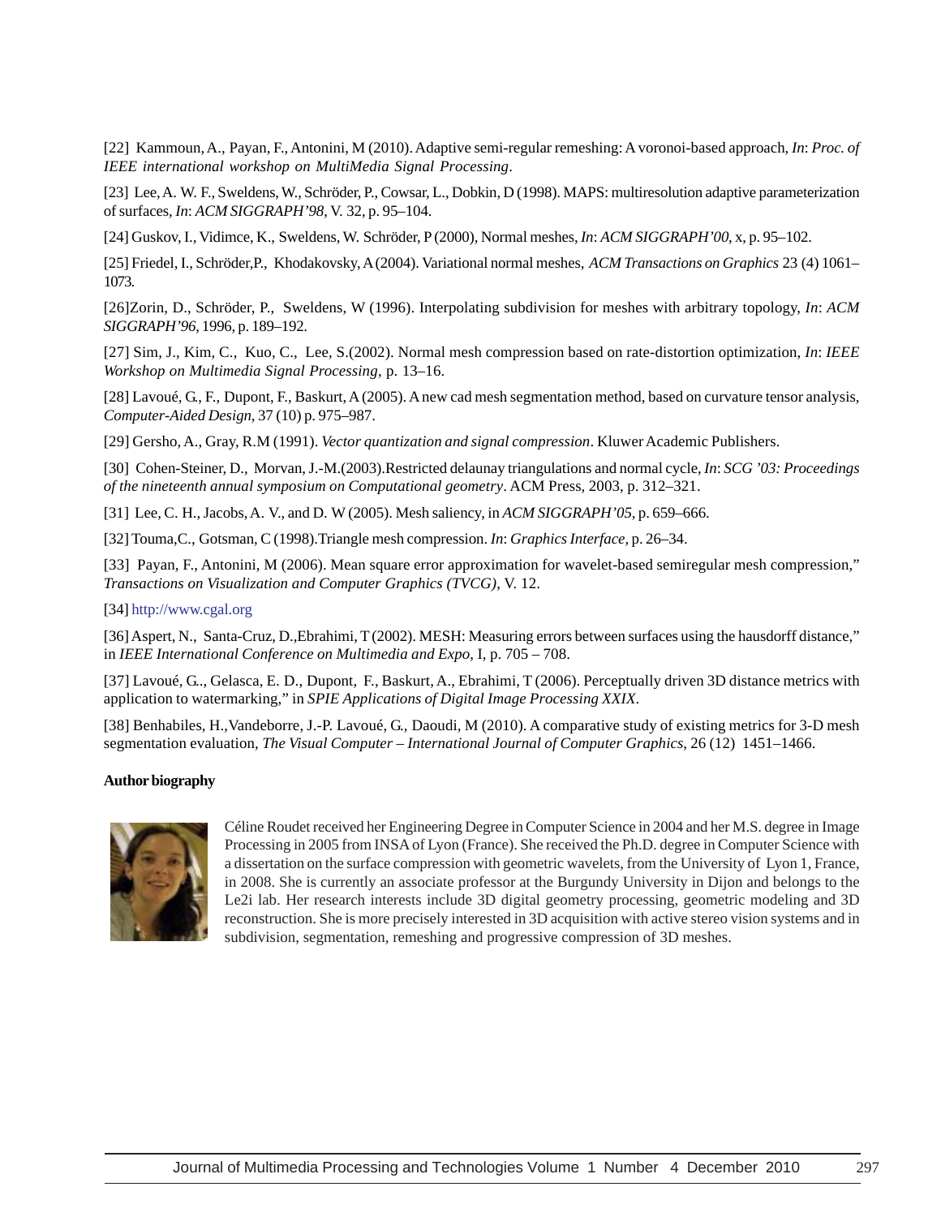[22] Kammoun, A., Payan, F., Antonini, M (2010). Adaptive semi-regular remeshing: A voronoi-based approach, *In*: *Proc. of IEEE international workshop on MultiMedia Signal Processing*.

[23] Lee, A. W. F., Sweldens, W., Schröder, P., Cowsar, L., Dobkin, D (1998). MAPS: multiresolution adaptive parameterization of surfaces, *In*: *ACM SIGGRAPH'98*, V. 32, p. 95–104.

[24] Guskov, I., Vidimce, K., Sweldens, W. Schröder, P (2000), Normal meshes, *In*: *ACM SIGGRAPH'00*, x, p. 95–102.

[25] Friedel, I., Schröder,P., Khodakovsky, A (2004). Variational normal meshes, *ACM Transactions on Graphics* 23 (4) 1061–1073.

[26]Zorin, D., Schröder, P., Sweldens, W (1996). Interpolating subdivision for meshes with arbitrary topology, *In*: *ACM SIGGRAPH'96*, 1996, p. 189–192.

[27] Sim, J., Kim, C., Kuo, C., Lee, S.(2002). Normal mesh compression based on rate-distortion optimization, *In*: *IEEE Workshop on Multimedia Signal Processing*, p. 13–16.

[28] Lavoué, G., F., Dupont, F., Baskurt, A (2005). A new cad mesh segmentation method, based on curvature tensor analysis, *Computer-Aided Design*, 37 (10) p. 975–987.

[29] Gersho, A., Gray, R.M (1991). *Vector quantization and signal compression*. Kluwer Academic Publishers.

[30] Cohen-Steiner, D., Morvan, J.-M.(2003).Restricted delaunay triangulations and normal cycle, *In*: *SCG '03: Proceedings of the nineteenth annual symposium on Computational geometry*. ACM Press, 2003, p. 312–321.

[31] Lee, C. H., Jacobs, A. V., and D. W (2005). Mesh saliency, in *ACM SIGGRAPH'05*, p. 659–666.

[32] Touma,C., Gotsman, C (1998).Triangle mesh compression. *In*: *Graphics Interface*, p. 26–34.

[33] Payan, F., Antonini, M (2006). Mean square error approximation for wavelet-based semiregular mesh compression," *Transactions on Visualization and Computer Graphics (TVCG)*, V. 12.

[34] http://www.cgal.org

[36] Aspert, N., Santa-Cruz, D.,Ebrahimi, T (2002). MESH: Measuring errors between surfaces using the hausdorff distance," in *IEEE International Conference on Multimedia and Expo*, I, p. 705 – 708.

[37] Lavoué, G.., Gelasca, E. D., Dupont, F., Baskurt, A., Ebrahimi, T (2006). Perceptually driven 3D distance metrics with application to watermarking," in *SPIE Applications of Digital Image Processing XXIX*.

[38] Benhabiles, H.,Vandeborre, J.-P. Lavoué, G., Daoudi, M (2010). A comparative study of existing metrics for 3-D mesh segmentation evaluation, *The Visual Computer – International Journal of Computer Graphics*, 26 (12) 1451–1466.

**Author biography**

Céline Roudet received her Engineering Degree in Computer Science in 2004 and her M.S. degree in Image Processing in 2005 from INSA of Lyon (France). She received the Ph.D. degree in Computer Science with a dissertation on the surface compression with geometric wavelets, from the University of Lyon 1, France, in 2008. She is currently an associate professor at the Burgundy University in Dijon and belongs to the Le2i lab. Her research interests include 3D digital geometry processing, geometric modeling and 3D reconstruction. She is more precisely interested in 3D acquisition with active stereo vision systems and in subdivision, segmentation, remeshing and progressive compression of 3D meshes.